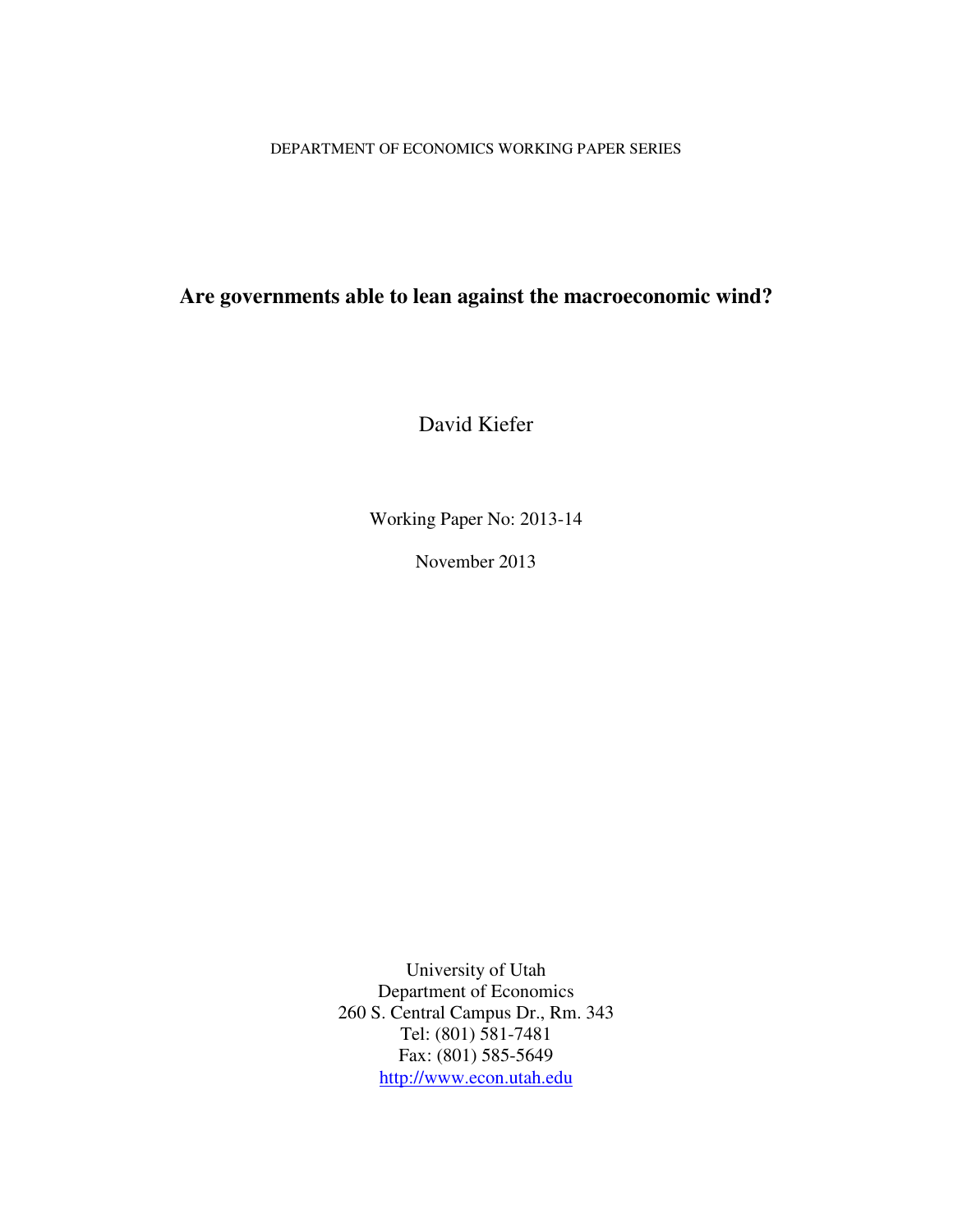DEPARTMENT OF ECONOMICS WORKING PAPER SERIES

# Are governments able to lean against the macroeconomic wind?

David Kiefer

Working Paper No: 2013-14

November 2013

University of Utah
Department of Economics
260 S. Central Campus Dr., Rm. 343
Tel: (801) 581-7481
Fax: (801) 585-5649
http://www.econ.utah.edu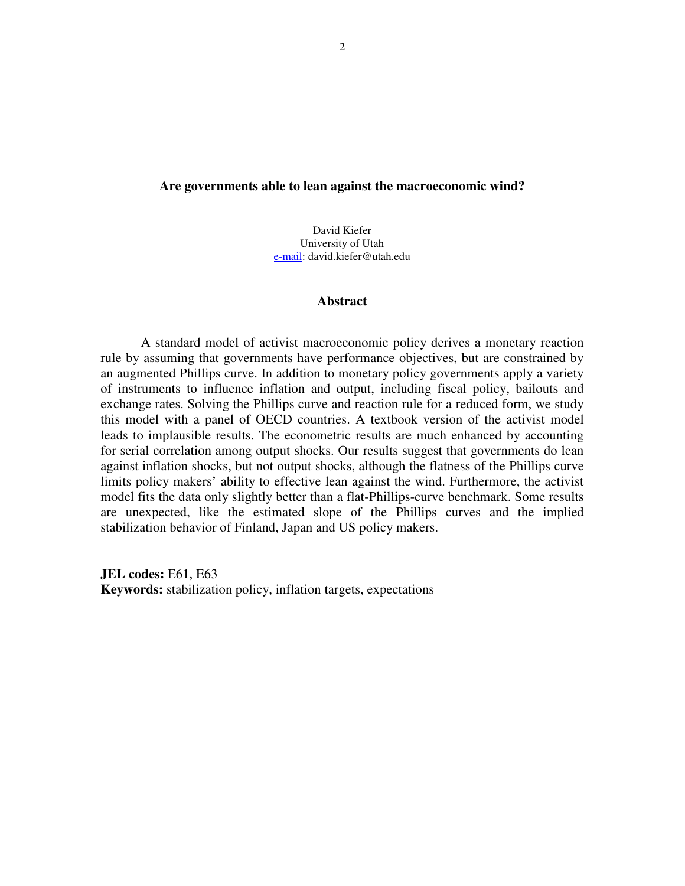# Are governments able to lean against the macroeconomic wind?

David Kiefer
University of Utah
e-mail: david.kiefer@utah.edu

## Abstract

A standard model of activist macroeconomic policy derives a monetary reaction rule by assuming that governments have performance objectives, but are constrained by an augmented Phillips curve. In addition to monetary policy governments apply a variety of instruments to influence inflation and output, including fiscal policy, bailouts and exchange rates. Solving the Phillips curve and reaction rule for a reduced form, we study this model with a panel of OECD countries. A textbook version of the activist model leads to implausible results. The econometric results are much enhanced by accounting for serial correlation among output shocks. Our results suggest that governments do lean against inflation shocks, but not output shocks, although the flatness of the Phillips curve limits policy makers' ability to effective lean against the wind. Furthermore, the activist model fits the data only slightly better than a flat-Phillips-curve benchmark. Some results are unexpected, like the estimated slope of the Phillips curves and the implied stabilization behavior of Finland, Japan and US policy makers.

**JEL codes:** E61, E63
**Keywords:** stabilization policy, inflation targets, expectations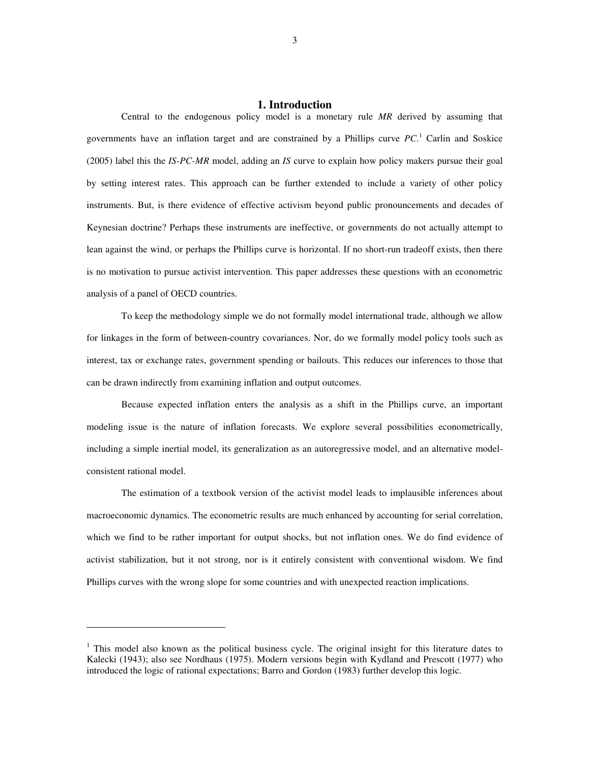# 1. Introduction

Central to the endogenous policy model is a monetary rule *MR* derived by assuming that governments have an inflation target and are constrained by a Phillips curve *PC*.[1] Carlin and Soskice (2005) label this the *IS-PC-MR* model, adding an *IS* curve to explain how policy makers pursue their goal by setting interest rates. This approach can be further extended to include a variety of other policy instruments. But, is there evidence of effective activism beyond public pronouncements and decades of Keynesian doctrine? Perhaps these instruments are ineffective, or governments do not actually attempt to lean against the wind, or perhaps the Phillips curve is horizontal. If no short-run tradeoff exists, then there is no motivation to pursue activist intervention. This paper addresses these questions with an econometric analysis of a panel of OECD countries.

To keep the methodology simple we do not formally model international trade, although we allow for linkages in the form of between-country covariances. Nor, do we formally model policy tools such as interest, tax or exchange rates, government spending or bailouts. This reduces our inferences to those that can be drawn indirectly from examining inflation and output outcomes.

Because expected inflation enters the analysis as a shift in the Phillips curve, an important modeling issue is the nature of inflation forecasts. We explore several possibilities econometrically, including a simple inertial model, its generalization as an autoregressive model, and an alternative model-consistent rational model.

The estimation of a textbook version of the activist model leads to implausible inferences about macroeconomic dynamics. The econometric results are much enhanced by accounting for serial correlation, which we find to be rather important for output shocks, but not inflation ones. We do find evidence of activist stabilization, but it not strong, nor is it entirely consistent with conventional wisdom. We find Phillips curves with the wrong slope for some countries and with unexpected reaction implications.

---

[1] This model also known as the political business cycle. The original insight for this literature dates to Kalecki (1943); also see Nordhaus (1975). Modern versions begin with Kydland and Prescott (1977) who introduced the logic of rational expectations; Barro and Gordon (1983) further develop this logic.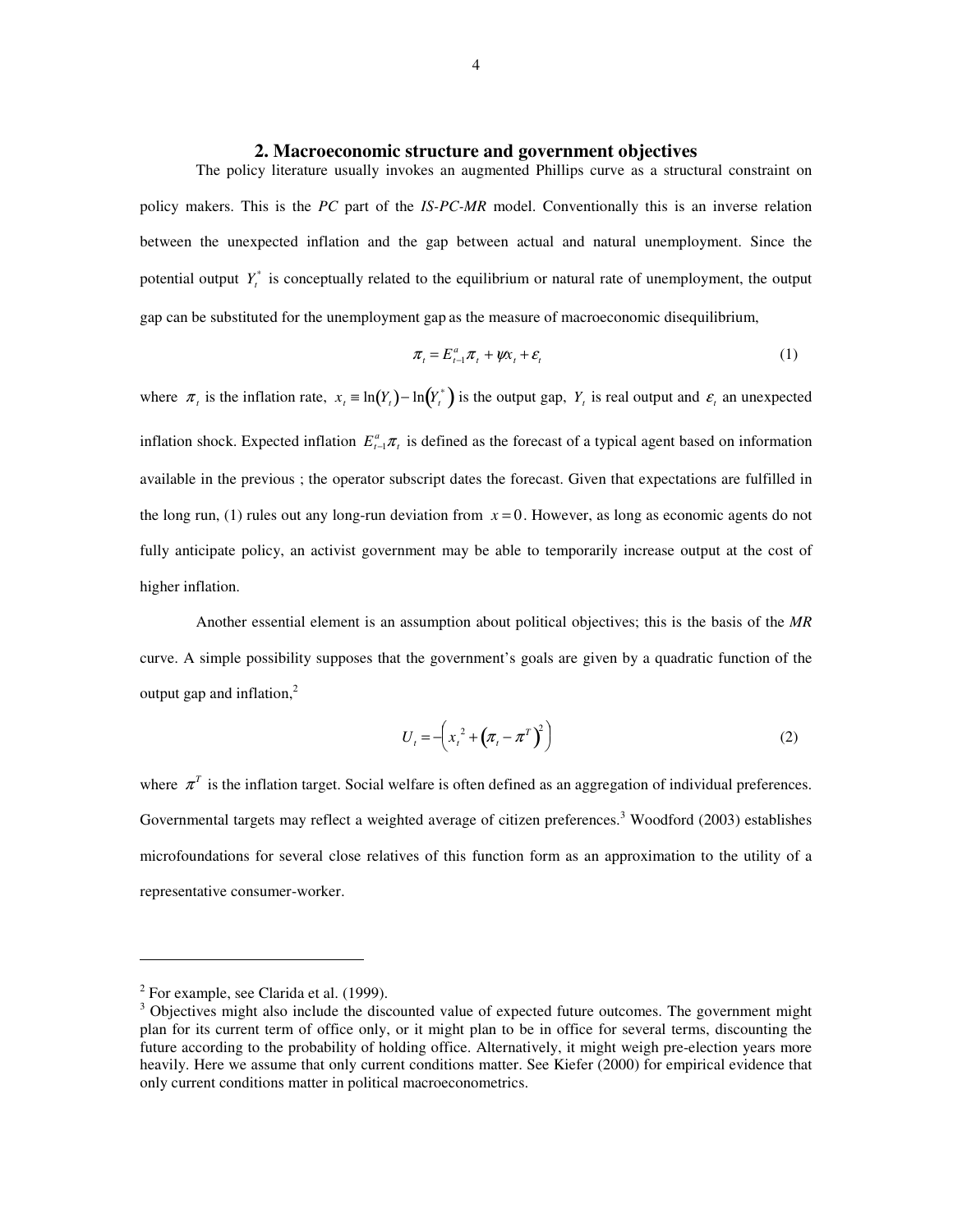## 2. Macroeconomic structure and government objectives

The policy literature usually invokes an augmented Phillips curve as a structural constraint on policy makers. This is the *PC* part of the *IS-PC-MR* model. Conventionally this is an inverse relation between the unexpected inflation and the gap between actual and natural unemployment. Since the potential output $Y_t^*$ is conceptually related to the equilibrium or natural rate of unemployment, the output gap can be substituted for the unemployment gap as the measure of macroeconomic disequilibrium,

$$\pi_t = E_{t-1}^a \pi_t + \psi x_t + \varepsilon_t \tag{1}$$

where $\pi_t$ is the inflation rate, $x_t \equiv \ln(Y_t) - \ln(Y_t^*)$ is the output gap, $Y_t$ is real output and $\varepsilon_t$ an unexpected inflation shock. Expected inflation $E_{t-1}^a \pi_t$ is defined as the forecast of a typical agent based on information available in the previous ; the operator subscript dates the forecast. Given that expectations are fulfilled in the long run, (1) rules out any long-run deviation from $x = 0$. However, as long as economic agents do not fully anticipate policy, an activist government may be able to temporarily increase output at the cost of higher inflation.

Another essential element is an assumption about political objectives; this is the basis of the *MR* curve. A simple possibility supposes that the government's goals are given by a quadratic function of the output gap and inflation,[2]

$$U_t = -\left(x_t^2 + \left(\pi_t - \pi^T\right)^2\right) \tag{2}$$

where $\pi^T$ is the inflation target. Social welfare is often defined as an aggregation of individual preferences. Governmental targets may reflect a weighted average of citizen preferences.[3] Woodford (2003) establishes microfoundations for several close relatives of this function form as an approximation to the utility of a representative consumer-worker.

---

[2] For example, see Clarida et al. (1999).

[3] Objectives might also include the discounted value of expected future outcomes. The government might plan for its current term of office only, or it might plan to be in office for several terms, discounting the future according to the probability of holding office. Alternatively, it might weigh pre-election years more heavily. Here we assume that only current conditions matter. See Kiefer (2000) for empirical evidence that only current conditions matter in political macroeconometrics.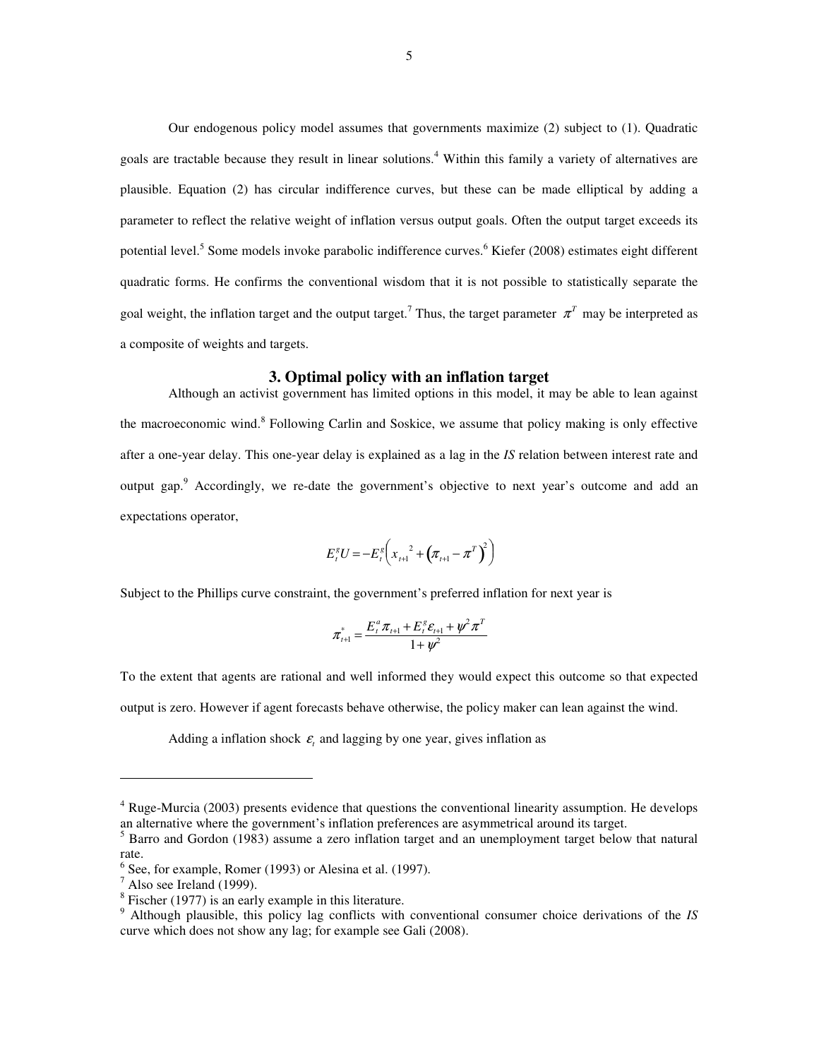Our endogenous policy model assumes that governments maximize (2) subject to (1). Quadratic goals are tractable because they result in linear solutions.[4] Within this family a variety of alternatives are plausible. Equation (2) has circular indifference curves, but these can be made elliptical by adding a parameter to reflect the relative weight of inflation versus output goals. Often the output target exceeds its potential level.[5] Some models invoke parabolic indifference curves.[6] Kiefer (2008) estimates eight different quadratic forms. He confirms the conventional wisdom that it is not possible to statistically separate the goal weight, the inflation target and the output target.[7] Thus, the target parameter $\pi^T$ may be interpreted as a composite of weights and targets.

## 3. Optimal policy with an inflation target

Although an activist government has limited options in this model, it may be able to lean against the macroeconomic wind.[8] Following Carlin and Soskice, we assume that policy making is only effective after a one-year delay. This one-year delay is explained as a lag in the *IS* relation between interest rate and output gap.[9] Accordingly, we re-date the government's objective to next year's outcome and add an expectations operator,

$$E_t^g U = -E_t^g \left( x_{t+1}{}^2 + \left( \pi_{t+1} - \pi^T \right)^2 \right)$$

Subject to the Phillips curve constraint, the government's preferred inflation for next year is

$$\pi_{t+1}^* = \frac{E_t^a \pi_{t+1} + E_t^g \varepsilon_{t+1} + \psi^2 \pi^T}{1 + \psi^2}$$

To the extent that agents are rational and well informed they would expect this outcome so that expected output is zero. However if agent forecasts behave otherwise, the policy maker can lean against the wind.

Adding a inflation shock $\varepsilon_t$ and lagging by one year, gives inflation as

---

[4] Ruge-Murcia (2003) presents evidence that questions the conventional linearity assumption. He develops an alternative where the government's inflation preferences are asymmetrical around its target.

[5] Barro and Gordon (1983) assume a zero inflation target and an unemployment target below that natural rate.

[6] See, for example, Romer (1993) or Alesina et al. (1997).

[7] Also see Ireland (1999).

[8] Fischer (1977) is an early example in this literature.

[9] Although plausible, this policy lag conflicts with conventional consumer choice derivations of the *IS* curve which does not show any lag; for example see Gali (2008).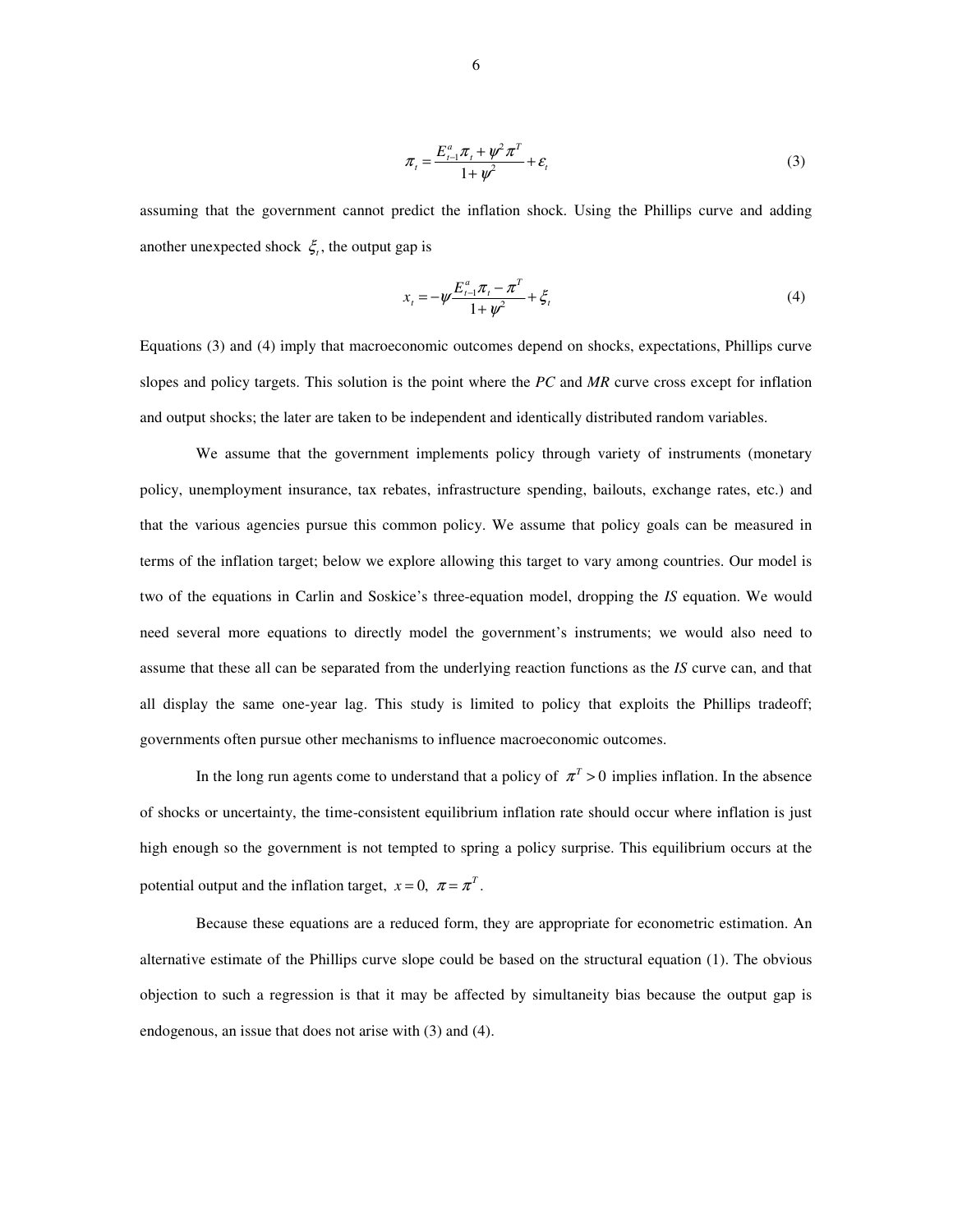$$\pi_t = \frac{E^a_{t-1}\pi_t + \psi^2 \pi^T}{1+\psi^2} + \varepsilon_t \tag{3}$$

assuming that the government cannot predict the inflation shock. Using the Phillips curve and adding another unexpected shock $\xi_t$, the output gap is

$$x_t = -\psi \frac{E^a_{t-1}\pi_t - \pi^T}{1+\psi^2} + \xi_t \tag{4}$$

Equations (3) and (4) imply that macroeconomic outcomes depend on shocks, expectations, Phillips curve slopes and policy targets. This solution is the point where the *PC* and *MR* curve cross except for inflation and output shocks; the later are taken to be independent and identically distributed random variables.

We assume that the government implements policy through variety of instruments (monetary policy, unemployment insurance, tax rebates, infrastructure spending, bailouts, exchange rates, etc.) and that the various agencies pursue this common policy. We assume that policy goals can be measured in terms of the inflation target; below we explore allowing this target to vary among countries. Our model is two of the equations in Carlin and Soskice's three-equation model, dropping the *IS* equation. We would need several more equations to directly model the government's instruments; we would also need to assume that these all can be separated from the underlying reaction functions as the *IS* curve can, and that all display the same one-year lag. This study is limited to policy that exploits the Phillips tradeoff; governments often pursue other mechanisms to influence macroeconomic outcomes.

In the long run agents come to understand that a policy of $\pi^T > 0$ implies inflation. In the absence of shocks or uncertainty, the time-consistent equilibrium inflation rate should occur where inflation is just high enough so the government is not tempted to spring a policy surprise. This equilibrium occurs at the potential output and the inflation target, $x = 0,\ \pi = \pi^T$.

Because these equations are a reduced form, they are appropriate for econometric estimation. An alternative estimate of the Phillips curve slope could be based on the structural equation (1). The obvious objection to such a regression is that it may be affected by simultaneity bias because the output gap is endogenous, an issue that does not arise with (3) and (4).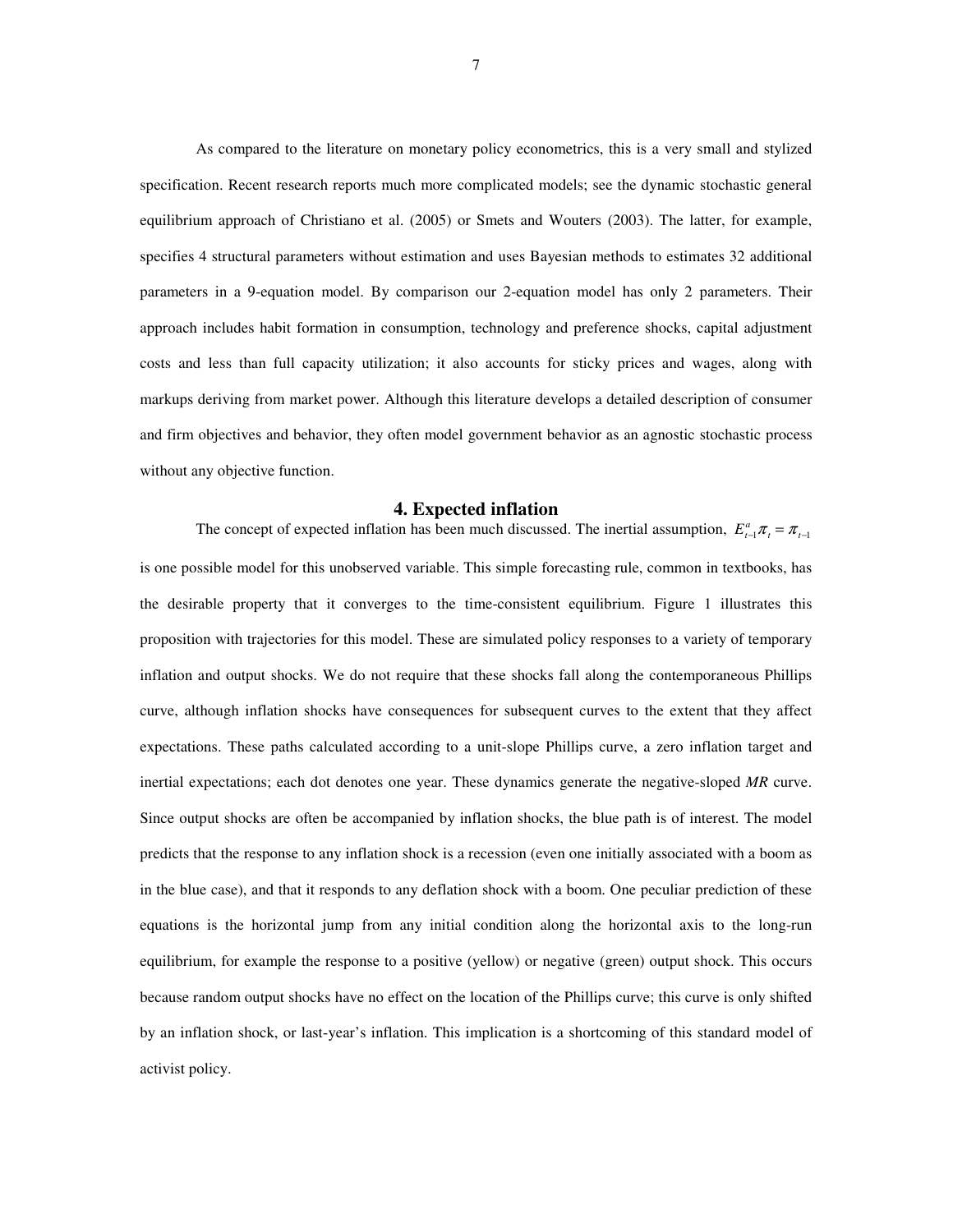As compared to the literature on monetary policy econometrics, this is a very small and stylized specification. Recent research reports much more complicated models; see the dynamic stochastic general equilibrium approach of Christiano et al. (2005) or Smets and Wouters (2003). The latter, for example, specifies 4 structural parameters without estimation and uses Bayesian methods to estimates 32 additional parameters in a 9-equation model. By comparison our 2-equation model has only 2 parameters. Their approach includes habit formation in consumption, technology and preference shocks, capital adjustment costs and less than full capacity utilization; it also accounts for sticky prices and wages, along with markups deriving from market power. Although this literature develops a detailed description of consumer and firm objectives and behavior, they often model government behavior as an agnostic stochastic process without any objective function.

## 4. Expected inflation

The concept of expected inflation has been much discussed. The inertial assumption, $E^a_{t-1}\pi_t = \pi_{t-1}$ is one possible model for this unobserved variable. This simple forecasting rule, common in textbooks, has the desirable property that it converges to the time-consistent equilibrium. Figure 1 illustrates this proposition with trajectories for this model. These are simulated policy responses to a variety of temporary inflation and output shocks. We do not require that these shocks fall along the contemporaneous Phillips curve, although inflation shocks have consequences for subsequent curves to the extent that they affect expectations. These paths calculated according to a unit-slope Phillips curve, a zero inflation target and inertial expectations; each dot denotes one year. These dynamics generate the negative-sloped *MR* curve. Since output shocks are often be accompanied by inflation shocks, the blue path is of interest. The model predicts that the response to any inflation shock is a recession (even one initially associated with a boom as in the blue case), and that it responds to any deflation shock with a boom. One peculiar prediction of these equations is the horizontal jump from any initial condition along the horizontal axis to the long-run equilibrium, for example the response to a positive (yellow) or negative (green) output shock. This occurs because random output shocks have no effect on the location of the Phillips curve; this curve is only shifted by an inflation shock, or last-year's inflation. This implication is a shortcoming of this standard model of activist policy.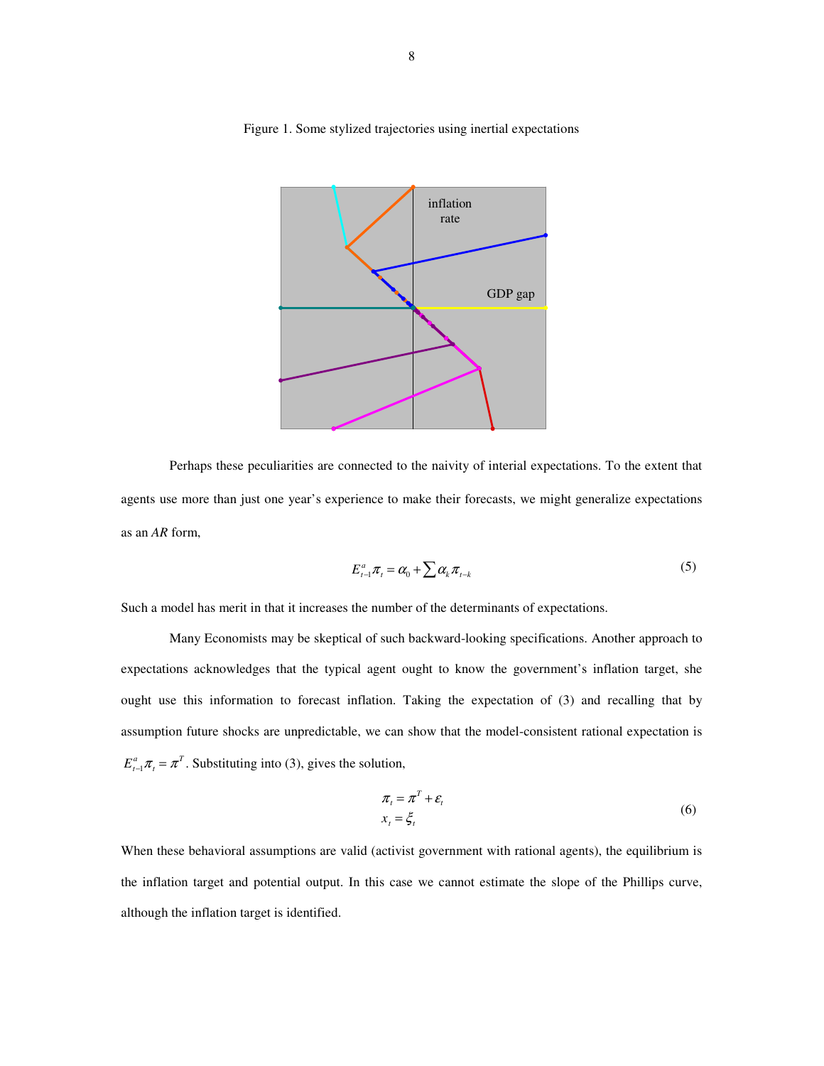Figure 1. Some stylized trajectories using inertial expectations

Perhaps these peculiarities are connected to the naivity of interial expectations. To the extent that agents use more than just one year's experience to make their forecasts, we might generalize expectations as an *AR* form,

$$E^a_{t-1}\pi_t = \alpha_0 + \sum \alpha_k \pi_{t-k} \tag{5}$$

Such a model has merit in that it increases the number of the determinants of expectations.

Many Economists may be skeptical of such backward-looking specifications. Another approach to expectations acknowledges that the typical agent ought to know the government's inflation target, she ought use this information to forecast inflation. Taking the expectation of (3) and recalling that by assumption future shocks are unpredictable, we can show that the model-consistent rational expectation is $E^a_{t-1}\pi_t = \pi^T$. Substituting into (3), gives the solution,

$$\begin{aligned} \pi_t &= \pi^T + \varepsilon_t \\ x_t &= \xi_t \end{aligned} \tag{6}$$

When these behavioral assumptions are valid (activist government with rational agents), the equilibrium is the inflation target and potential output. In this case we cannot estimate the slope of the Phillips curve, although the inflation target is identified.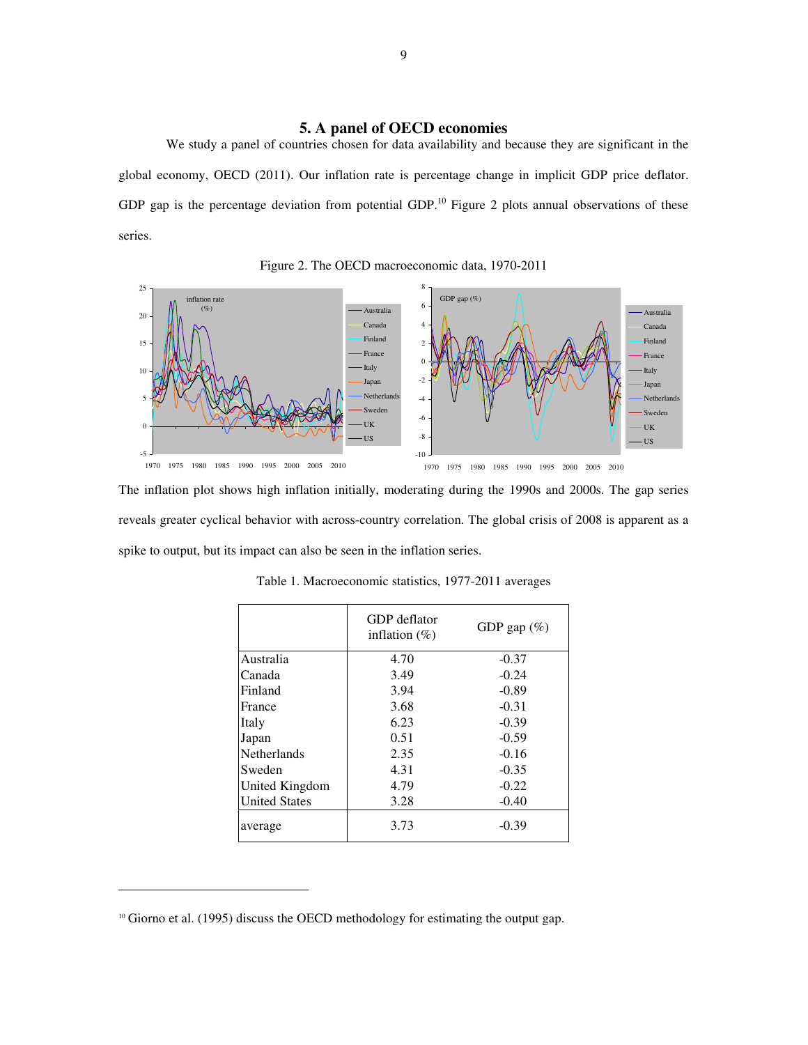## 5. A panel of OECD economies

We study a panel of countries chosen for data availability and because they are significant in the global economy, OECD (2011). Our inflation rate is percentage change in implicit GDP price deflator. GDP gap is the percentage deviation from potential GDP.[10] Figure 2 plots annual observations of these series.

Figure 2. The OECD macroeconomic data, 1970-2011

The inflation plot shows high inflation initially, moderating during the 1990s and 2000s. The gap series reveals greater cyclical behavior with across-country correlation. The global crisis of 2008 is apparent as a spike to output, but its impact can also be seen in the inflation series.

Table 1. Macroeconomic statistics, 1977-2011 averages

| | GDP deflator inflation (%) | GDP gap (%) |
|---|---|---|
| Australia | 4.70 | -0.37 |
| Canada | 3.49 | -0.24 |
| Finland | 3.94 | -0.89 |
| France | 3.68 | -0.31 |
| Italy | 6.23 | -0.39 |
| Japan | 0.51 | -0.59 |
| Netherlands | 2.35 | -0.16 |
| Sweden | 4.31 | -0.35 |
| United Kingdom | 4.79 | -0.22 |
| United States | 3.28 | -0.40 |
| average | 3.73 | -0.39 |

[10] Giorno et al. (1995) discuss the OECD methodology for estimating the output gap.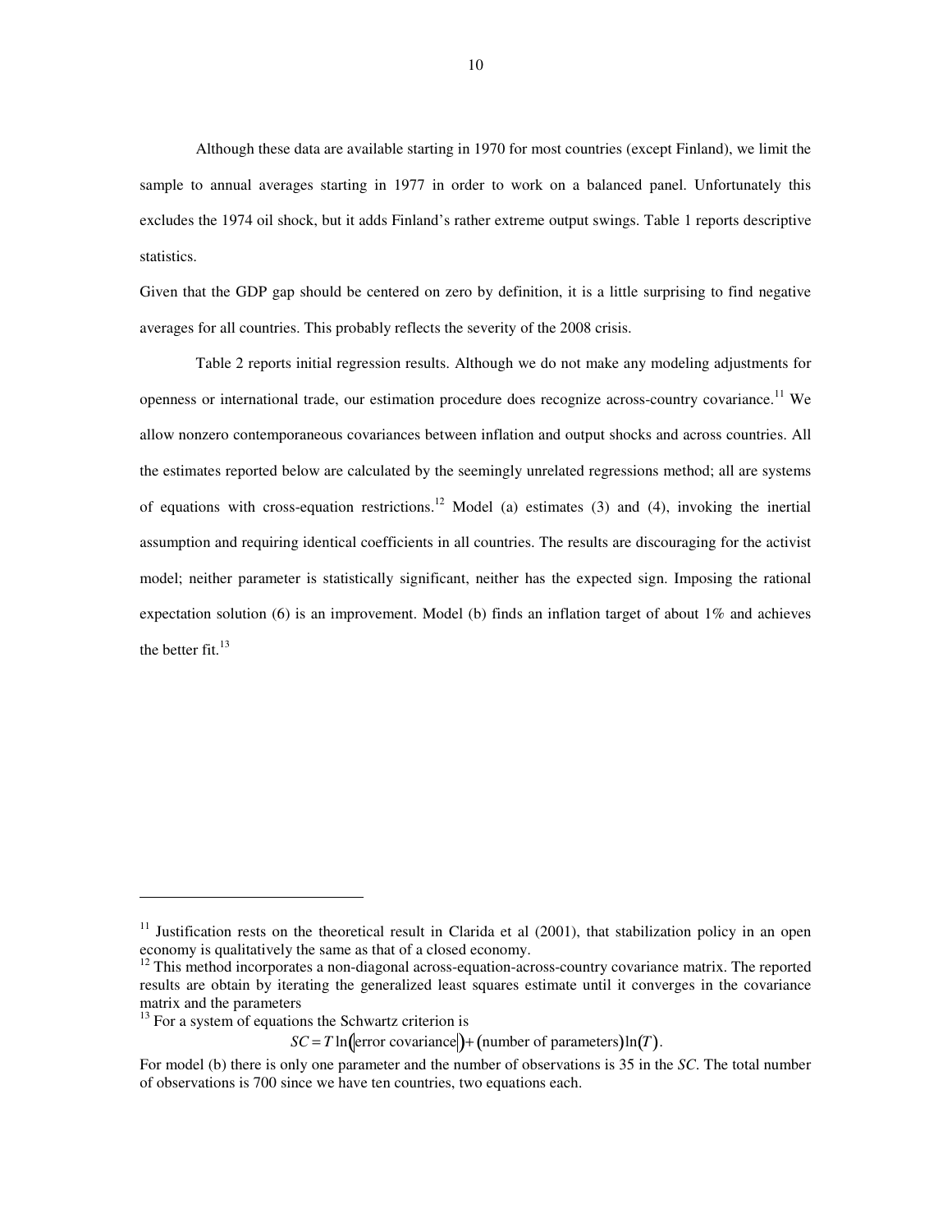Although these data are available starting in 1970 for most countries (except Finland), we limit the sample to annual averages starting in 1977 in order to work on a balanced panel. Unfortunately this excludes the 1974 oil shock, but it adds Finland's rather extreme output swings. Table 1 reports descriptive statistics.

Given that the GDP gap should be centered on zero by definition, it is a little surprising to find negative averages for all countries. This probably reflects the severity of the 2008 crisis.

Table 2 reports initial regression results. Although we do not make any modeling adjustments for openness or international trade, our estimation procedure does recognize across-country covariance.[11] We allow nonzero contemporaneous covariances between inflation and output shocks and across countries. All the estimates reported below are calculated by the seemingly unrelated regressions method; all are systems of equations with cross-equation restrictions.[12] Model (a) estimates (3) and (4), invoking the inertial assumption and requiring identical coefficients in all countries. The results are discouraging for the activist model; neither parameter is statistically significant, neither has the expected sign. Imposing the rational expectation solution (6) is an improvement. Model (b) finds an inflation target of about 1% and achieves the better fit.[13]

---

[11] Justification rests on the theoretical result in Clarida et al (2001), that stabilization policy in an open economy is qualitatively the same as that of a closed economy.

[12] This method incorporates a non-diagonal across-equation-across-country covariance matrix. The reported results are obtain by iterating the generalized least squares estimate until it converges in the covariance matrix and the parameters

[13] For a system of equations the Schwartz criterion is

$$SC = T\ln\left(\left|\text{error covariance}\right|\right) + \left(\text{number of parameters}\right)\ln\left(T\right).$$

For model (b) there is only one parameter and the number of observations is 35 in the *SC*. The total number of observations is 700 since we have ten countries, two equations each.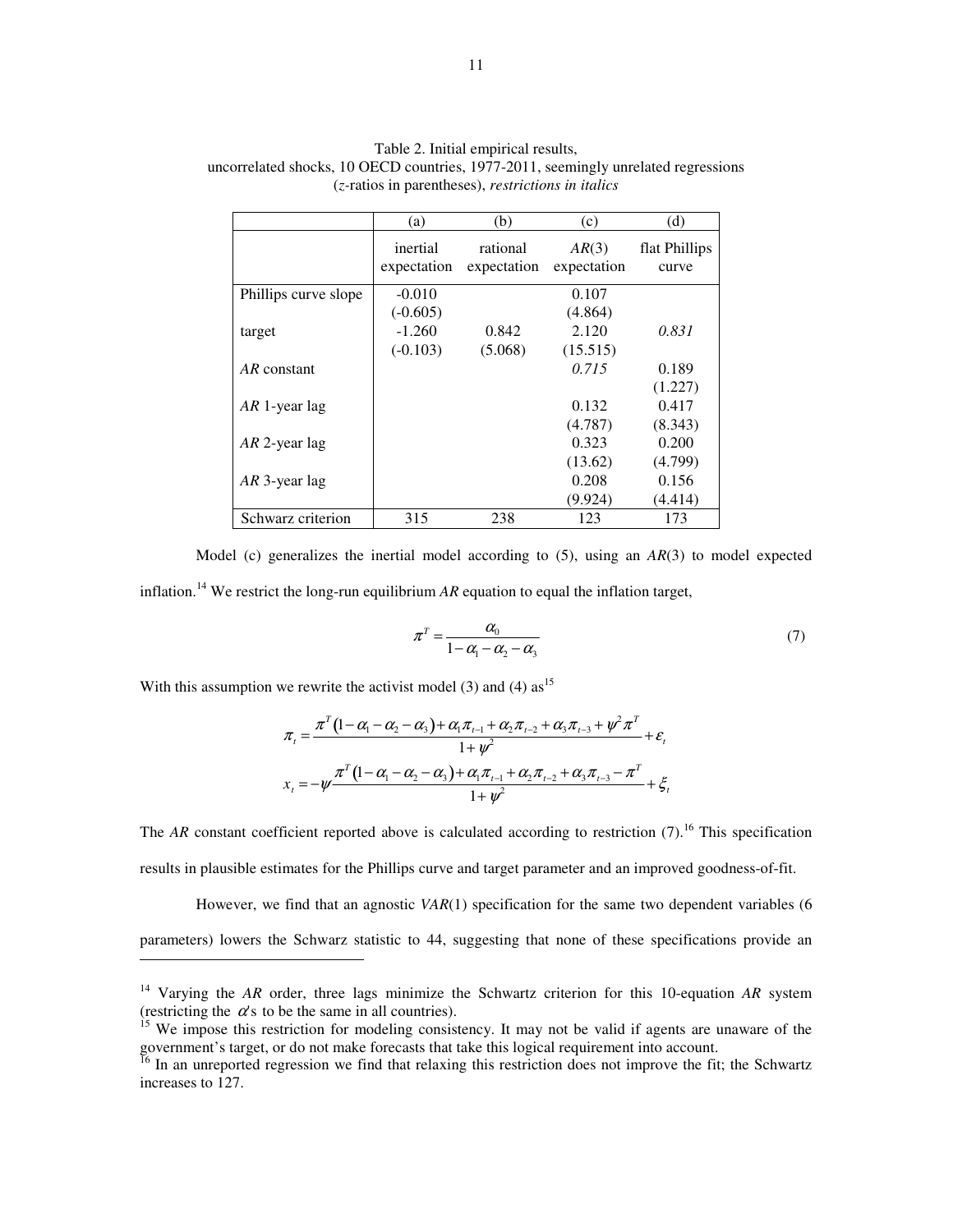Table 2. Initial empirical results, uncorrelated shocks, 10 OECD countries, 1977-2011, seemingly unrelated regressions ($z$-ratios in parentheses), *restrictions in italics*

| | (a) | (b) | (c) | (d) |
|---|---|---|---|---|
| | inertial expectation | rational expectation | $AR(3)$ expectation | flat Phillips curve |
| Phillips curve slope | -0.010 | | 0.107 | |
| | (-0.605) | | (4.864) | |
| target | -1.260 | 0.842 | 2.120 | *0.831* |
| | (-0.103) | (5.068) | (15.515) | |
| *AR* constant | | | *0.715* | 0.189 |
| | | | | (1.227) |
| *AR* 1-year lag | | | 0.132 | 0.417 |
| | | | (4.787) | (8.343) |
| *AR* 2-year lag | | | 0.323 | 0.200 |
| | | | (13.62) | (4.799) |
| *AR* 3-year lag | | | 0.208 | 0.156 |
| | | | (9.924) | (4.414) |
| Schwarz criterion | 315 | 238 | 123 | 173 |

Model (c) generalizes the inertial model according to (5), using an $AR(3)$ to model expected inflation.[14] We restrict the long-run equilibrium *AR* equation to equal the inflation target,

$$\pi^T = \frac{\alpha_0}{1-\alpha_1-\alpha_2-\alpha_3} \tag{7}$$

With this assumption we rewrite the activist model (3) and (4) as[15]

$$\pi_t = \frac{\pi^T(1-\alpha_1-\alpha_2-\alpha_3)+\alpha_1\pi_{t-1}+\alpha_2\pi_{t-2}+\alpha_3\pi_{t-3}+\psi^2\pi^T}{1+\psi^2}+\varepsilon_t$$

$$x_t = -\psi\frac{\pi^T(1-\alpha_1-\alpha_2-\alpha_3)+\alpha_1\pi_{t-1}+\alpha_2\pi_{t-2}+\alpha_3\pi_{t-3}-\pi^T}{1+\psi^2}+\xi_t$$

The *AR* constant coefficient reported above is calculated according to restriction (7).[16] This specification results in plausible estimates for the Phillips curve and target parameter and an improved goodness-of-fit.

However, we find that an agnostic $VAR(1)$ specification for the same two dependent variables (6 parameters) lowers the Schwarz statistic to 44, suggesting that none of these specifications provide an

---

[14] Varying the *AR* order, three lags minimize the Schwartz criterion for this 10-equation *AR* system (restricting the $\alpha$'s to be the same in all countries).

[15] We impose this restriction for modeling consistency. It may not be valid if agents are unaware of the government's target, or do not make forecasts that take this logical requirement into account.

[16] In an unreported regression we find that relaxing this restriction does not improve the fit; the Schwartz increases to 127.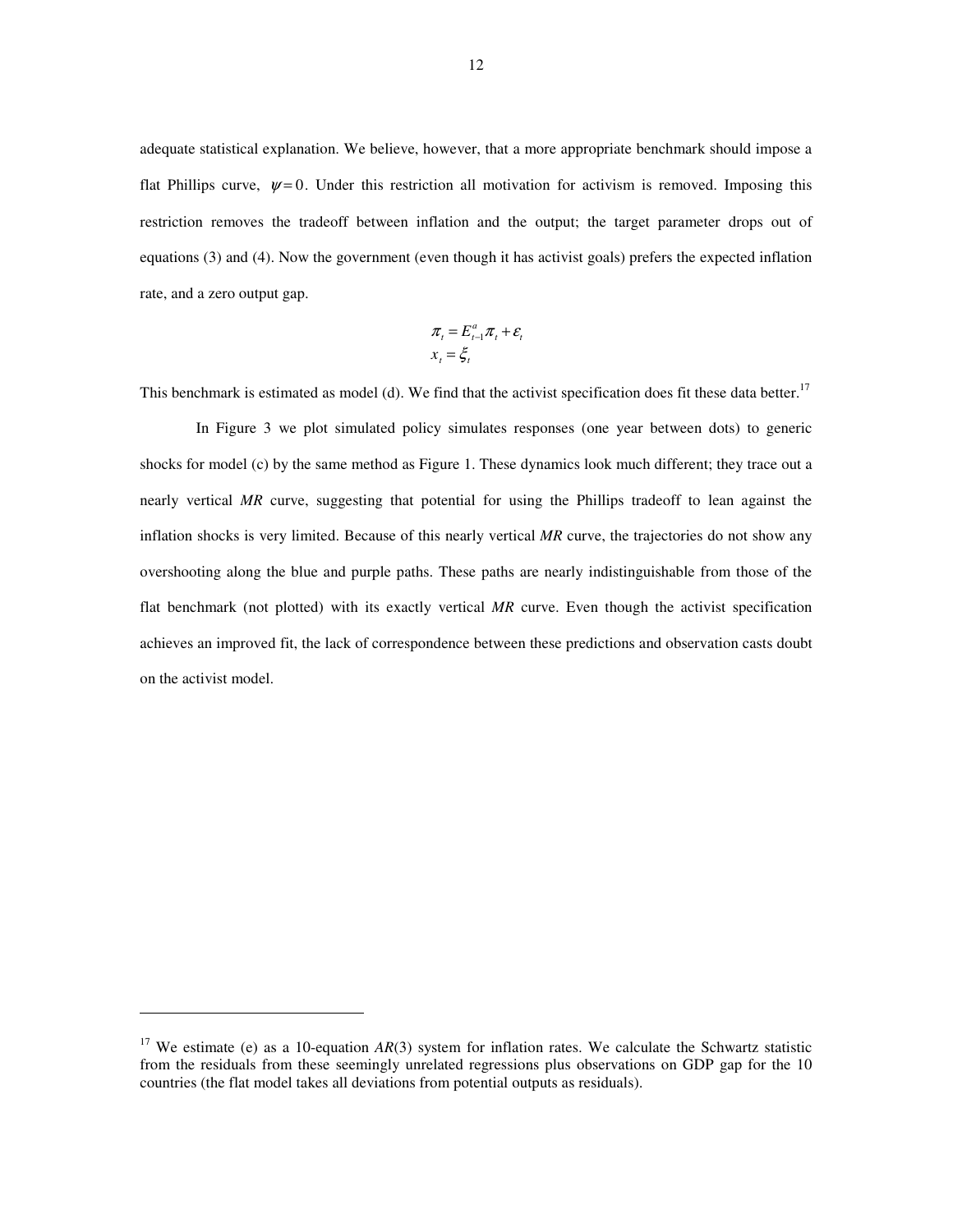adequate statistical explanation. We believe, however, that a more appropriate benchmark should impose a flat Phillips curve, $\psi = 0$. Under this restriction all motivation for activism is removed. Imposing this restriction removes the tradeoff between inflation and the output; the target parameter drops out of equations (3) and (4). Now the government (even though it has activist goals) prefers the expected inflation rate, and a zero output gap.

$$
\begin{aligned}
\pi_t &= E^a_{t-1}\pi_t + \varepsilon_t \\
x_t &= \xi_t
\end{aligned}
$$

This benchmark is estimated as model (d). We find that the activist specification does fit these data better.[17]

In Figure 3 we plot simulated policy simulates responses (one year between dots) to generic shocks for model (c) by the same method as Figure 1. These dynamics look much different; they trace out a nearly vertical *MR* curve, suggesting that potential for using the Phillips tradeoff to lean against the inflation shocks is very limited. Because of this nearly vertical *MR* curve, the trajectories do not show any overshooting along the blue and purple paths. These paths are nearly indistinguishable from those of the flat benchmark (not plotted) with its exactly vertical *MR* curve. Even though the activist specification achieves an improved fit, the lack of correspondence between these predictions and observation casts doubt on the activist model.

---

[17] We estimate (e) as a 10-equation *AR*(3) system for inflation rates. We calculate the Schwartz statistic from the residuals from these seemingly unrelated regressions plus observations on GDP gap for the 10 countries (the flat model takes all deviations from potential outputs as residuals).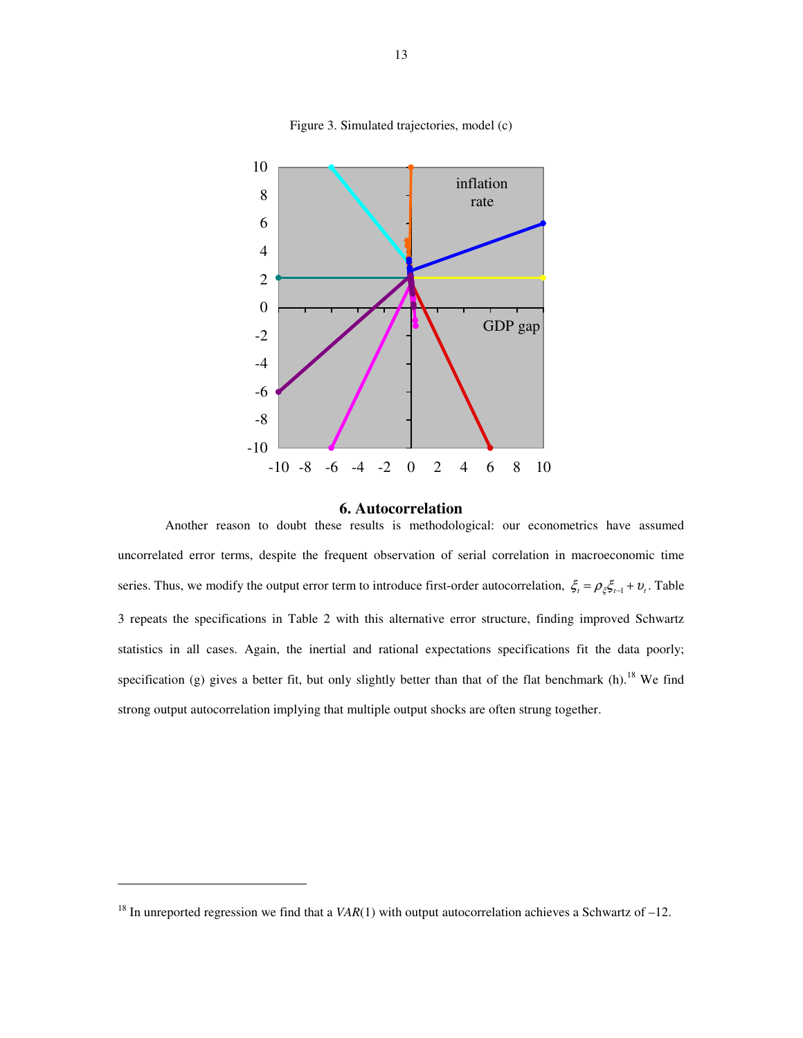Figure 3. Simulated trajectories, model (c)

## 6. Autocorrelation

Another reason to doubt these results is methodological: our econometrics have assumed uncorrelated error terms, despite the frequent observation of serial correlation in macroeconomic time series. Thus, we modify the output error term to introduce first-order autocorrelation, $\xi_t = \rho_\xi \xi_{t-1} + \upsilon_t$. Table 3 repeats the specifications in Table 2 with this alternative error structure, finding improved Schwartz statistics in all cases. Again, the inertial and rational expectations specifications fit the data poorly; specification (g) gives a better fit, but only slightly better than that of the flat benchmark (h).[18] We find strong output autocorrelation implying that multiple output shocks are often strung together.

---

[18] In unreported regression we find that a *VAR*(1) with output autocorrelation achieves a Schwartz of –12.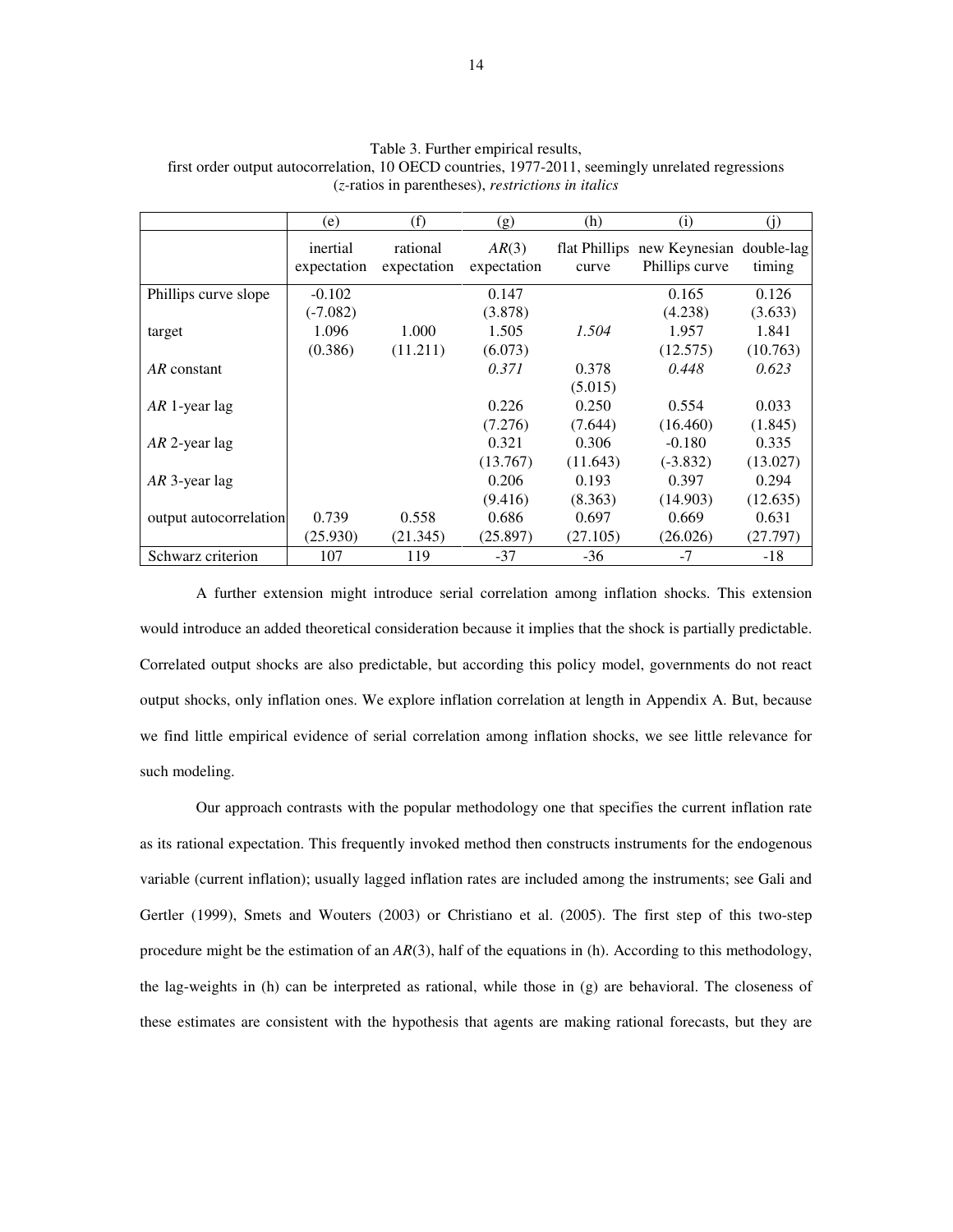Table 3. Further empirical results,
first order output autocorrelation, 10 OECD countries, 1977-2011, seemingly unrelated regressions
(*z*-ratios in parentheses), *restrictions in italics*

| | (e) | (f) | (g) | (h) | (i) | (j) |
|---|---|---|---|---|---|---|
| | inertial expectation | rational expectation | *AR*(3) expectation | flat Phillips curve | new Keynesian Phillips curve | double-lag timing |
| Phillips curve slope | -0.102 | | 0.147 | | 0.165 | 0.126 |
| | (-7.082) | | (3.878) | | (4.238) | (3.633) |
| target | 1.096 | 1.000 | 1.505 | *1.504* | 1.957 | 1.841 |
| | (0.386) | (11.211) | (6.073) | | (12.575) | (10.763) |
| *AR* constant | | | *0.371* | 0.378 | *0.448* | *0.623* |
| | | | | (5.015) | | |
| *AR* 1-year lag | | | 0.226 | 0.250 | 0.554 | 0.033 |
| | | | (7.276) | (7.644) | (16.460) | (1.845) |
| *AR* 2-year lag | | | 0.321 | 0.306 | -0.180 | 0.335 |
| | | | (13.767) | (11.643) | (-3.832) | (13.027) |
| *AR* 3-year lag | | | 0.206 | 0.193 | 0.397 | 0.294 |
| | | | (9.416) | (8.363) | (14.903) | (12.635) |
| output autocorrelation | 0.739 | 0.558 | 0.686 | 0.697 | 0.669 | 0.631 |
| | (25.930) | (21.345) | (25.897) | (27.105) | (26.026) | (27.797) |
| Schwarz criterion | 107 | 119 | -37 | -36 | -7 | -18 |

A further extension might introduce serial correlation among inflation shocks. This extension would introduce an added theoretical consideration because it implies that the shock is partially predictable. Correlated output shocks are also predictable, but according this policy model, governments do not react output shocks, only inflation ones. We explore inflation correlation at length in Appendix A. But, because we find little empirical evidence of serial correlation among inflation shocks, we see little relevance for such modeling.

Our approach contrasts with the popular methodology one that specifies the current inflation rate as its rational expectation. This frequently invoked method then constructs instruments for the endogenous variable (current inflation); usually lagged inflation rates are included among the instruments; see Gali and Gertler (1999), Smets and Wouters (2003) or Christiano et al. (2005). The first step of this two-step procedure might be the estimation of an *AR*(3), half of the equations in (h). According to this methodology, the lag-weights in (h) can be interpreted as rational, while those in (g) are behavioral. The closeness of these estimates are consistent with the hypothesis that agents are making rational forecasts, but they are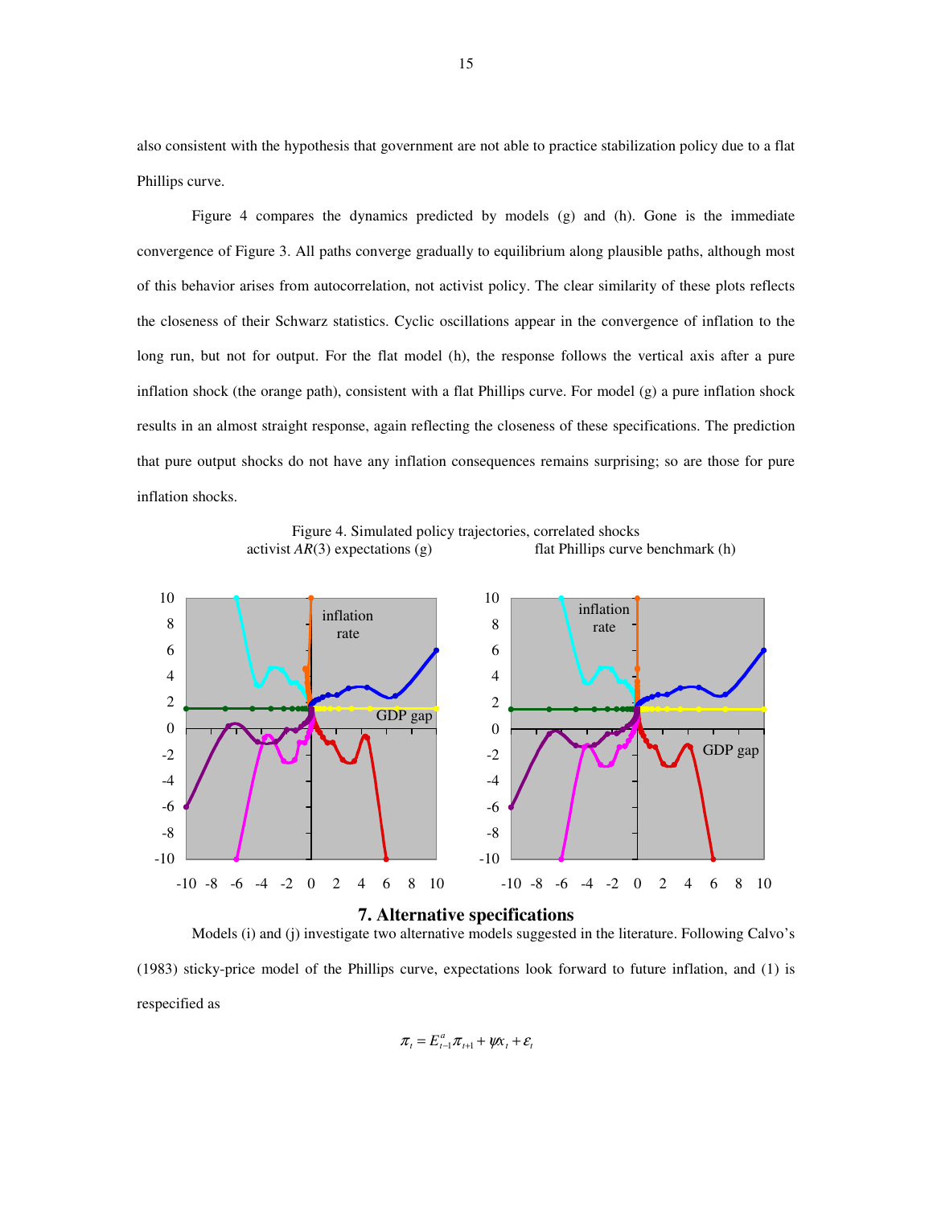also consistent with the hypothesis that government are not able to practice stabilization policy due to a flat Phillips curve.

Figure 4 compares the dynamics predicted by models (g) and (h). Gone is the immediate convergence of Figure 3. All paths converge gradually to equilibrium along plausible paths, although most of this behavior arises from autocorrelation, not activist policy. The clear similarity of these plots reflects the closeness of their Schwarz statistics. Cyclic oscillations appear in the convergence of inflation to the long run, but not for output. For the flat model (h), the response follows the vertical axis after a pure inflation shock (the orange path), consistent with a flat Phillips curve. For model (g) a pure inflation shock results in an almost straight response, again reflecting the closeness of these specifications. The prediction that pure output shocks do not have any inflation consequences remains surprising; so are those for pure inflation shocks.

Figure 4. Simulated policy trajectories, correlated shocks
activist $AR(3)$ expectations (g) flat Phillips curve benchmark (h)

## 7. Alternative specifications

Models (i) and (j) investigate two alternative models suggested in the literature. Following Calvo's (1983) sticky-price model of the Phillips curve, expectations look forward to future inflation, and (1) is respecified as

$$\pi_t = E^a_{t-1}\pi_{t+1} + \psi x_t + \varepsilon_t$$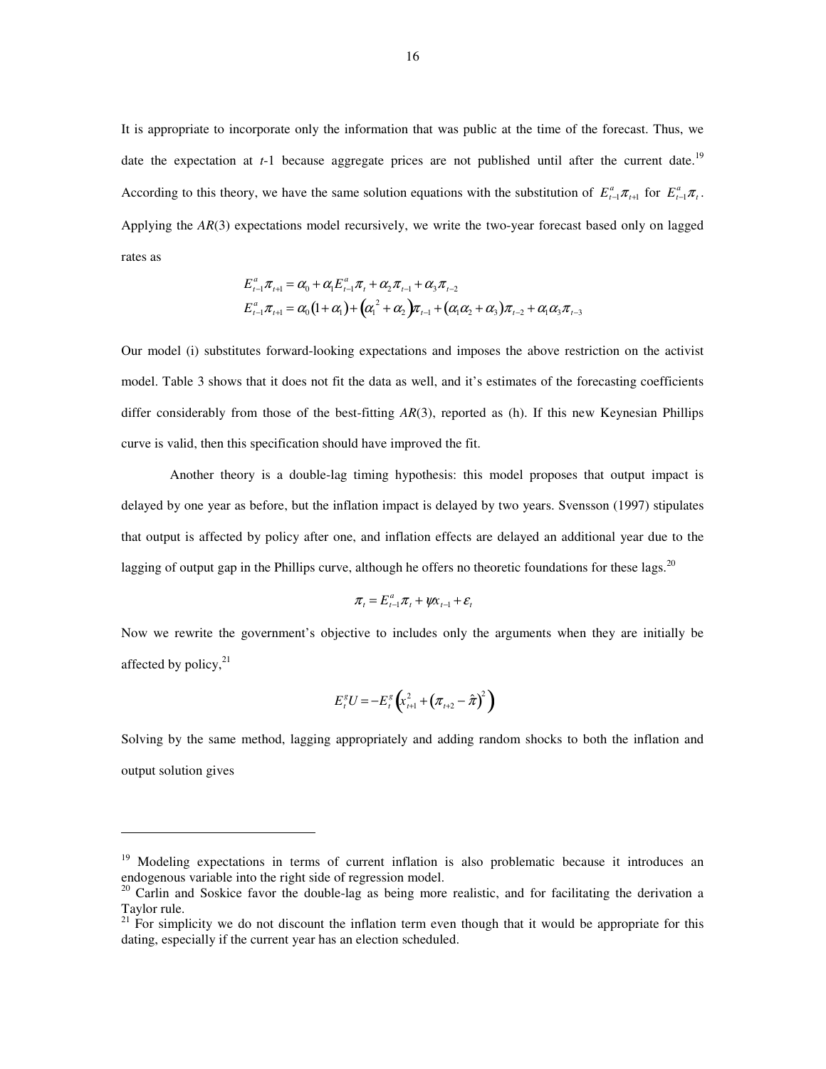It is appropriate to incorporate only the information that was public at the time of the forecast. Thus, we date the expectation at *t*-1 because aggregate prices are not published until after the current date.[19] According to this theory, we have the same solution equations with the substitution of $E^a_{t-1}\pi_{t+1}$ for $E^a_{t-1}\pi_t$. Applying the *AR*(3) expectations model recursively, we write the two-year forecast based only on lagged rates as

$$E^a_{t-1}\pi_{t+1} = \alpha_0 + \alpha_1 E^a_{t-1}\pi_t + \alpha_2 \pi_{t-1} + \alpha_3 \pi_{t-2}$$

$$E^a_{t-1}\pi_{t+1} = \alpha_0(1+\alpha_1) + \left(\alpha_1^2 + \alpha_2\right)\pi_{t-1} + (\alpha_1\alpha_2 + \alpha_3)\pi_{t-2} + \alpha_1\alpha_3\pi_{t-3}$$

Our model (i) substitutes forward-looking expectations and imposes the above restriction on the activist model. Table 3 shows that it does not fit the data as well, and it's estimates of the forecasting coefficients differ considerably from those of the best-fitting *AR*(3), reported as (h). If this new Keynesian Phillips curve is valid, then this specification should have improved the fit.

Another theory is a double-lag timing hypothesis: this model proposes that output impact is delayed by one year as before, but the inflation impact is delayed by two years. Svensson (1997) stipulates that output is affected by policy after one, and inflation effects are delayed an additional year due to the lagging of output gap in the Phillips curve, although he offers no theoretic foundations for these lags.[20]

$$\pi_t = E^a_{t-1}\pi_t + \psi x_{t-1} + \varepsilon_t$$

Now we rewrite the government's objective to includes only the arguments when they are initially be affected by policy,[21]

$$E^g_t U = -E^g_t\left(x^2_{t+1} + \left(\pi_{t+2} - \hat{\pi}\right)^2\right)$$

Solving by the same method, lagging appropriately and adding random shocks to both the inflation and output solution gives

---

[19] Modeling expectations in terms of current inflation is also problematic because it introduces an endogenous variable into the right side of regression model.

[20] Carlin and Soskice favor the double-lag as being more realistic, and for facilitating the derivation a Taylor rule.

[21] For simplicity we do not discount the inflation term even though that it would be appropriate for this dating, especially if the current year has an election scheduled.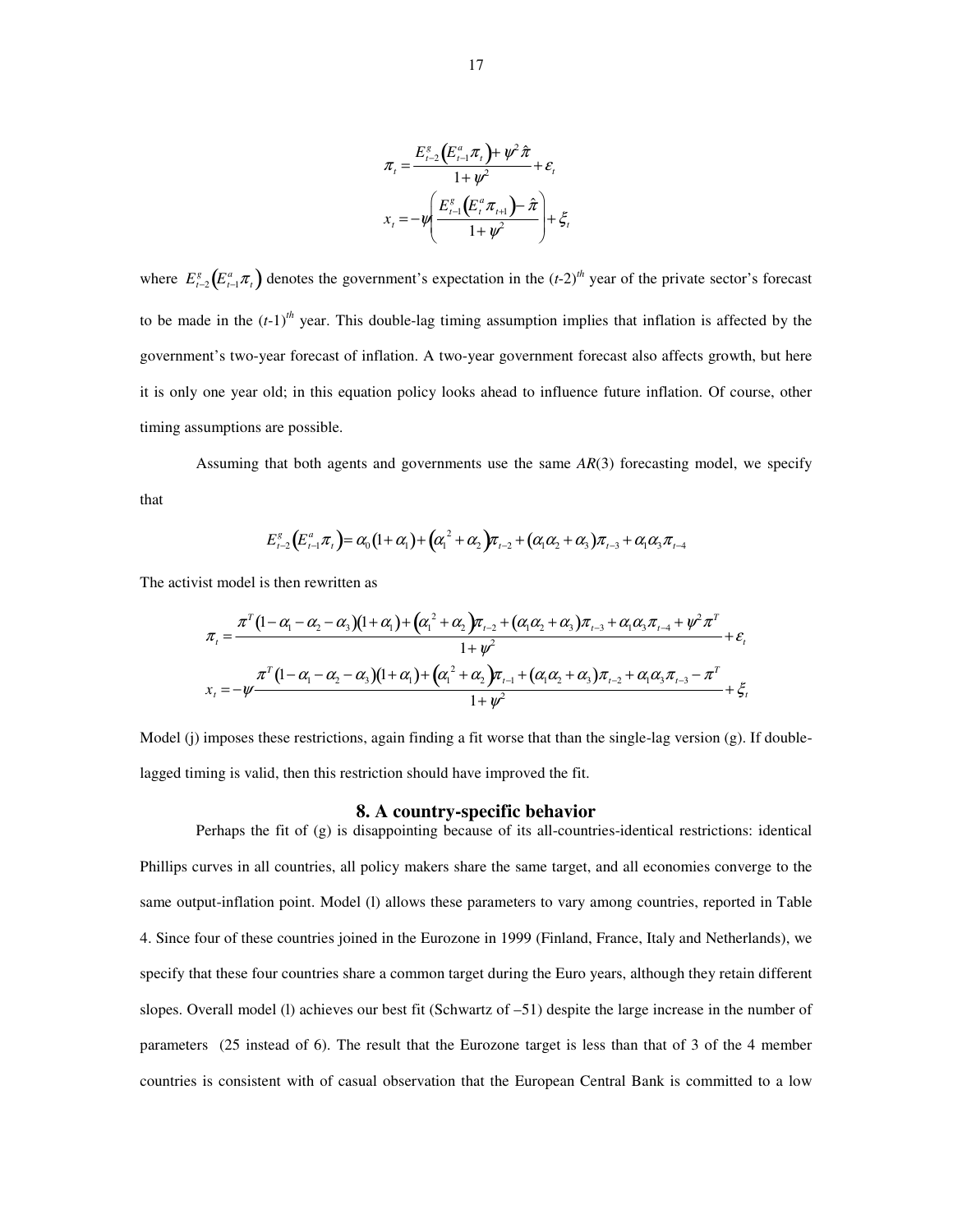$$\pi_t = \frac{E^g_{t-2}\left(E^a_{t-1}\pi_t\right) + \psi^2 \hat{\pi}}{1+\psi^2} + \varepsilon_t$$

$$x_t = -\psi\left(\frac{E^g_{t-1}\left(E^a_t \pi_{t+1}\right) - \hat{\pi}}{1+\psi^2}\right) + \xi_t$$

where $E^g_{t-2}\left(E^a_{t-1}\pi_t\right)$ denotes the government's expectation in the $(t\text{-}2)^{th}$ year of the private sector's forecast to be made in the $(t\text{-}1)^{th}$ year. This double-lag timing assumption implies that inflation is affected by the government's two-year forecast of inflation. A two-year government forecast also affects growth, but here it is only one year old; in this equation policy looks ahead to influence future inflation. Of course, other timing assumptions are possible.

Assuming that both agents and governments use the same *AR*(3) forecasting model, we specify that

$$E^g_{t-2}\left(E^a_{t-1}\pi_t\right) = \alpha_0(1+\alpha_1) + \left(\alpha_1^{\,2} + \alpha_2\right)\pi_{t-2} + \left(\alpha_1\alpha_2 + \alpha_3\right)\pi_{t-3} + \alpha_1\alpha_3\pi_{t-4}$$

The activist model is then rewritten as

$$\pi_t = \frac{\pi^T(1-\alpha_1-\alpha_2-\alpha_3)(1+\alpha_1) + \left(\alpha_1^{\,2}+\alpha_2\right)\pi_{t-2} + (\alpha_1\alpha_2+\alpha_3)\pi_{t-3} + \alpha_1\alpha_3\pi_{t-4} + \psi^2\pi^T}{1+\psi^2} + \varepsilon_t$$

$$x_t = -\psi\frac{\pi^T(1-\alpha_1-\alpha_2-\alpha_3)(1+\alpha_1) + \left(\alpha_1^{\,2}+\alpha_2\right)\pi_{t-1} + (\alpha_1\alpha_2+\alpha_3)\pi_{t-2} + \alpha_1\alpha_3\pi_{t-3} - \pi^T}{1+\psi^2} + \xi_t$$

Model (j) imposes these restrictions, again finding a fit worse that than the single-lag version (g). If double-lagged timing is valid, then this restriction should have improved the fit.

## 8. A country-specific behavior

Perhaps the fit of (g) is disappointing because of its all-countries-identical restrictions: identical Phillips curves in all countries, all policy makers share the same target, and all economies converge to the same output-inflation point. Model (l) allows these parameters to vary among countries, reported in Table 4. Since four of these countries joined in the Eurozone in 1999 (Finland, France, Italy and Netherlands), we specify that these four countries share a common target during the Euro years, although they retain different slopes. Overall model (l) achieves our best fit (Schwartz of –51) despite the large increase in the number of parameters (25 instead of 6). The result that the Eurozone target is less than that of 3 of the 4 member countries is consistent with of casual observation that the European Central Bank is committed to a low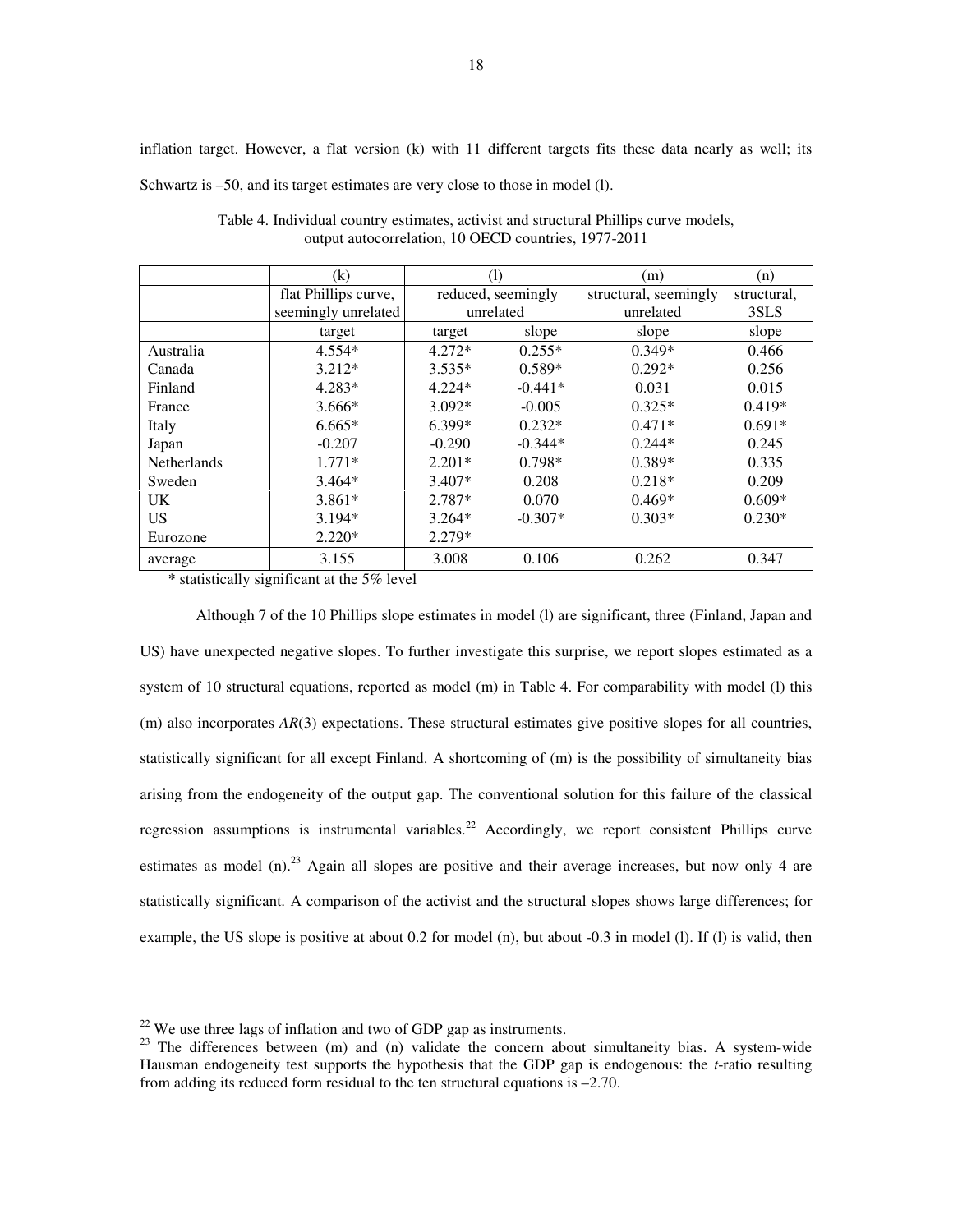inflation target. However, a flat version (k) with 11 different targets fits these data nearly as well; its Schwartz is –50, and its target estimates are very close to those in model (l).

Table 4. Individual country estimates, activist and structural Phillips curve models, output autocorrelation, 10 OECD countries, 1977-2011

| | (k) | (l) | | (m) | (n) |
|---|---|---|---|---|---|
| | flat Phillips curve, seemingly unrelated | reduced, seemingly unrelated | | structural, seemingly unrelated | structural, 3SLS |
| | target | target | slope | slope | slope |
| Australia | 4.554* | 4.272* | 0.255* | 0.349* | 0.466 |
| Canada | 3.212* | 3.535* | 0.589* | 0.292* | 0.256 |
| Finland | 4.283* | 4.224* | -0.441* | 0.031 | 0.015 |
| France | 3.666* | 3.092* | -0.005 | 0.325* | 0.419* |
| Italy | 6.665* | 6.399* | 0.232* | 0.471* | 0.691* |
| Japan | -0.207 | -0.290 | -0.344* | 0.244* | 0.245 |
| Netherlands | 1.771* | 2.201* | 0.798* | 0.389* | 0.335 |
| Sweden | 3.464* | 3.407* | 0.208 | 0.218* | 0.209 |
| UK | 3.861* | 2.787* | 0.070 | 0.469* | 0.609* |
| US | 3.194* | 3.264* | -0.307* | 0.303* | 0.230* |
| Eurozone | 2.220* | 2.279* | | | |
| average | 3.155 | 3.008 | 0.106 | 0.262 | 0.347 |

\* statistically significant at the 5% level

Although 7 of the 10 Phillips slope estimates in model (l) are significant, three (Finland, Japan and US) have unexpected negative slopes. To further investigate this surprise, we report slopes estimated as a system of 10 structural equations, reported as model (m) in Table 4. For comparability with model (l) this (m) also incorporates *AR*(3) expectations. These structural estimates give positive slopes for all countries, statistically significant for all except Finland. A shortcoming of (m) is the possibility of simultaneity bias arising from the endogeneity of the output gap. The conventional solution for this failure of the classical regression assumptions is instrumental variables.[22] Accordingly, we report consistent Phillips curve estimates as model (n).[23] Again all slopes are positive and their average increases, but now only 4 are statistically significant. A comparison of the activist and the structural slopes shows large differences; for example, the US slope is positive at about 0.2 for model (n), but about -0.3 in model (l). If (l) is valid, then

[22] We use three lags of inflation and two of GDP gap as instruments.

[23] The differences between (m) and (n) validate the concern about simultaneity bias. A system-wide Hausman endogeneity test supports the hypothesis that the GDP gap is endogenous: the *t*-ratio resulting from adding its reduced form residual to the ten structural equations is –2.70.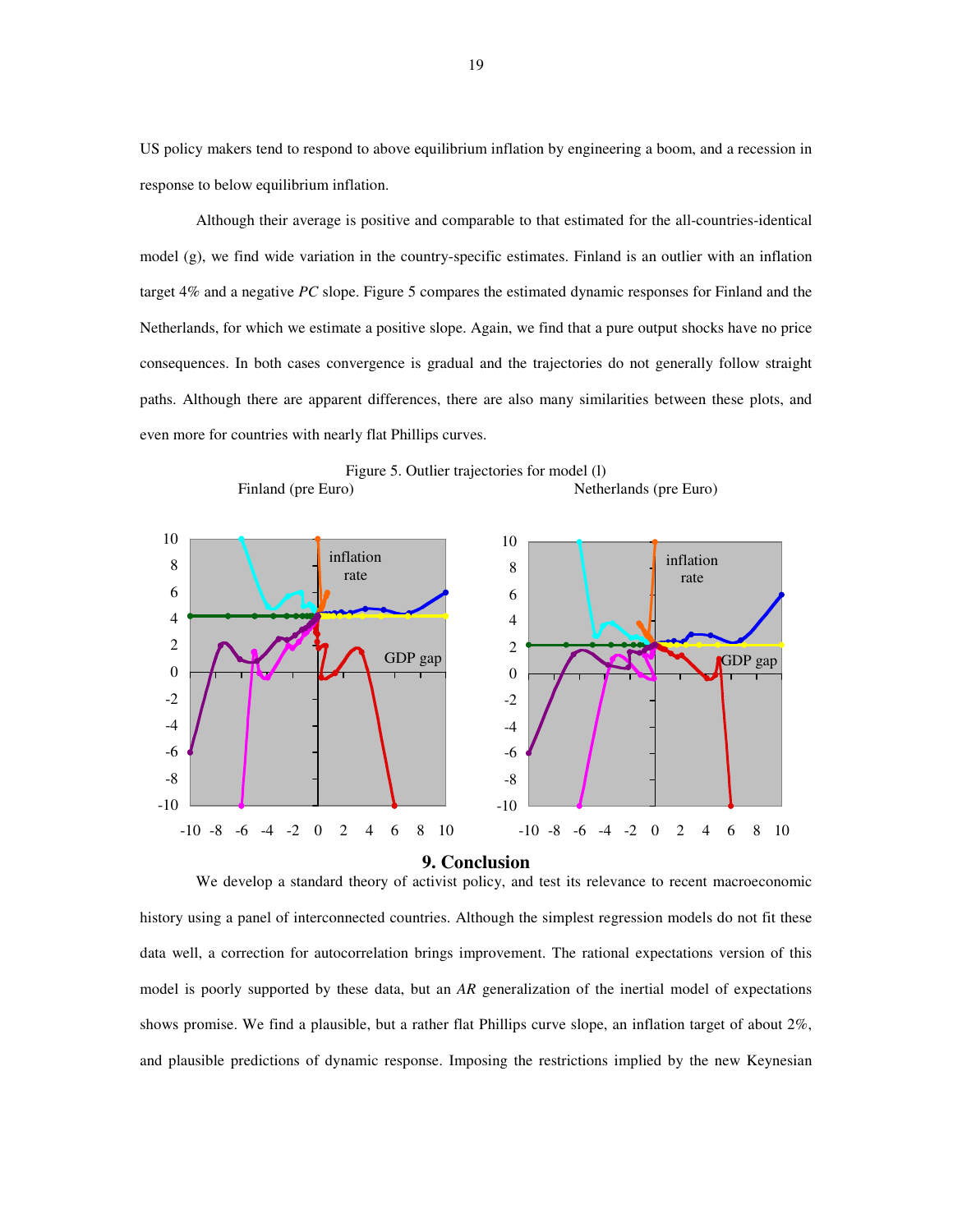US policy makers tend to respond to above equilibrium inflation by engineering a boom, and a recession in response to below equilibrium inflation.

Although their average is positive and comparable to that estimated for the all-countries-identical model (g), we find wide variation in the country-specific estimates. Finland is an outlier with an inflation target 4% and a negative *PC* slope. Figure 5 compares the estimated dynamic responses for Finland and the Netherlands, for which we estimate a positive slope. Again, we find that a pure output shocks have no price consequences. In both cases convergence is gradual and the trajectories do not generally follow straight paths. Although there are apparent differences, there are also many similarities between these plots, and even more for countries with nearly flat Phillips curves.

Figure 5. Outlier trajectories for model (l)

Finland (pre Euro) | Netherlands (pre Euro)

## 9. Conclusion

We develop a standard theory of activist policy, and test its relevance to recent macroeconomic history using a panel of interconnected countries. Although the simplest regression models do not fit these data well, a correction for autocorrelation brings improvement. The rational expectations version of this model is poorly supported by these data, but an *AR* generalization of the inertial model of expectations shows promise. We find a plausible, but a rather flat Phillips curve slope, an inflation target of about 2%, and plausible predictions of dynamic response. Imposing the restrictions implied by the new Keynesian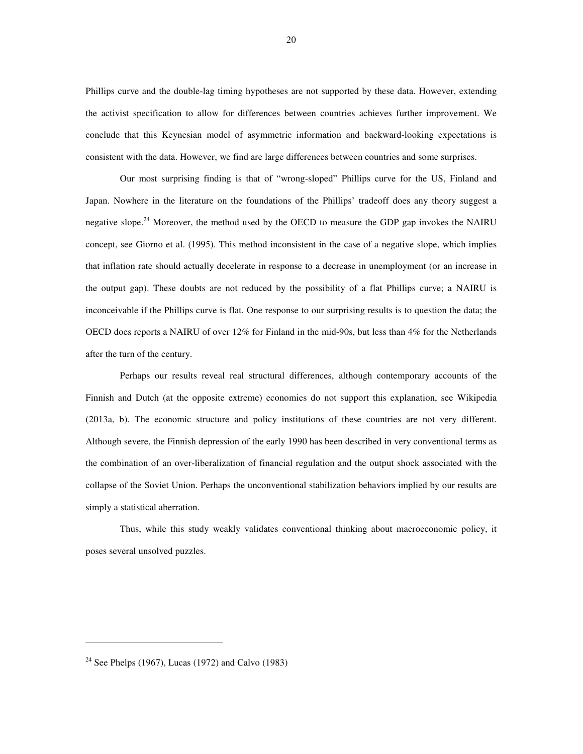Phillips curve and the double-lag timing hypotheses are not supported by these data. However, extending the activist specification to allow for differences between countries achieves further improvement. We conclude that this Keynesian model of asymmetric information and backward-looking expectations is consistent with the data. However, we find are large differences between countries and some surprises.

Our most surprising finding is that of "wrong-sloped" Phillips curve for the US, Finland and Japan. Nowhere in the literature on the foundations of the Phillips' tradeoff does any theory suggest a negative slope.[24] Moreover, the method used by the OECD to measure the GDP gap invokes the NAIRU concept, see Giorno et al. (1995). This method inconsistent in the case of a negative slope, which implies that inflation rate should actually decelerate in response to a decrease in unemployment (or an increase in the output gap). These doubts are not reduced by the possibility of a flat Phillips curve; a NAIRU is inconceivable if the Phillips curve is flat. One response to our surprising results is to question the data; the OECD does reports a NAIRU of over 12% for Finland in the mid-90s, but less than 4% for the Netherlands after the turn of the century.

Perhaps our results reveal real structural differences, although contemporary accounts of the Finnish and Dutch (at the opposite extreme) economies do not support this explanation, see Wikipedia (2013a, b). The economic structure and policy institutions of these countries are not very different. Although severe, the Finnish depression of the early 1990 has been described in very conventional terms as the combination of an over-liberalization of financial regulation and the output shock associated with the collapse of the Soviet Union. Perhaps the unconventional stabilization behaviors implied by our results are simply a statistical aberration.

Thus, while this study weakly validates conventional thinking about macroeconomic policy, it poses several unsolved puzzles.

---

[24] See Phelps (1967), Lucas (1972) and Calvo (1983)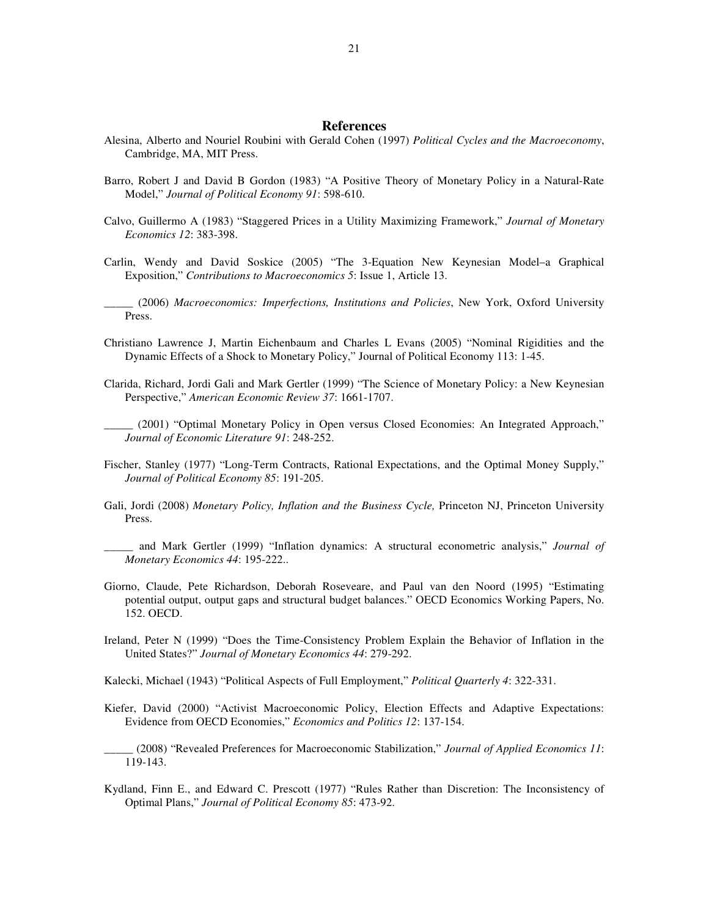## References

Alesina, Alberto and Nouriel Roubini with Gerald Cohen (1997) *Political Cycles and the Macroeconomy*, Cambridge, MA, MIT Press.

Barro, Robert J and David B Gordon (1983) "A Positive Theory of Monetary Policy in a Natural-Rate Model," *Journal of Political Economy 91*: 598-610.

Calvo, Guillermo A (1983) "Staggered Prices in a Utility Maximizing Framework," *Journal of Monetary Economics 12*: 383-398.

Carlin, Wendy and David Soskice (2005) "The 3-Equation New Keynesian Model–a Graphical Exposition," *Contributions to Macroeconomics 5*: Issue 1, Article 13.

_____ (2006) *Macroeconomics: Imperfections, Institutions and Policies*, New York, Oxford University Press.

Christiano Lawrence J, Martin Eichenbaum and Charles L Evans (2005) "Nominal Rigidities and the Dynamic Effects of a Shock to Monetary Policy," Journal of Political Economy 113: 1-45.

Clarida, Richard, Jordi Gali and Mark Gertler (1999) "The Science of Monetary Policy: a New Keynesian Perspective," *American Economic Review 37*: 1661-1707.

_____ (2001) "Optimal Monetary Policy in Open versus Closed Economies: An Integrated Approach," *Journal of Economic Literature 91*: 248-252.

Fischer, Stanley (1977) "Long-Term Contracts, Rational Expectations, and the Optimal Money Supply," *Journal of Political Economy 85*: 191-205.

Gali, Jordi (2008) *Monetary Policy, Inflation and the Business Cycle,* Princeton NJ, Princeton University Press.

_____ and Mark Gertler (1999) "Inflation dynamics: A structural econometric analysis," *Journal of Monetary Economics 44*: 195-222..

Giorno, Claude, Pete Richardson, Deborah Roseveare, and Paul van den Noord (1995) "Estimating potential output, output gaps and structural budget balances." OECD Economics Working Papers, No. 152. OECD.

Ireland, Peter N (1999) "Does the Time-Consistency Problem Explain the Behavior of Inflation in the United States?" *Journal of Monetary Economics 44*: 279-292.

Kalecki, Michael (1943) "Political Aspects of Full Employment," *Political Quarterly 4*: 322-331.

Kiefer, David (2000) "Activist Macroeconomic Policy, Election Effects and Adaptive Expectations: Evidence from OECD Economies," *Economics and Politics 12*: 137-154.

_____ (2008) "Revealed Preferences for Macroeconomic Stabilization," *Journal of Applied Economics 11*: 119-143.

Kydland, Finn E., and Edward C. Prescott (1977) "Rules Rather than Discretion: The Inconsistency of Optimal Plans," *Journal of Political Economy 85*: 473-92.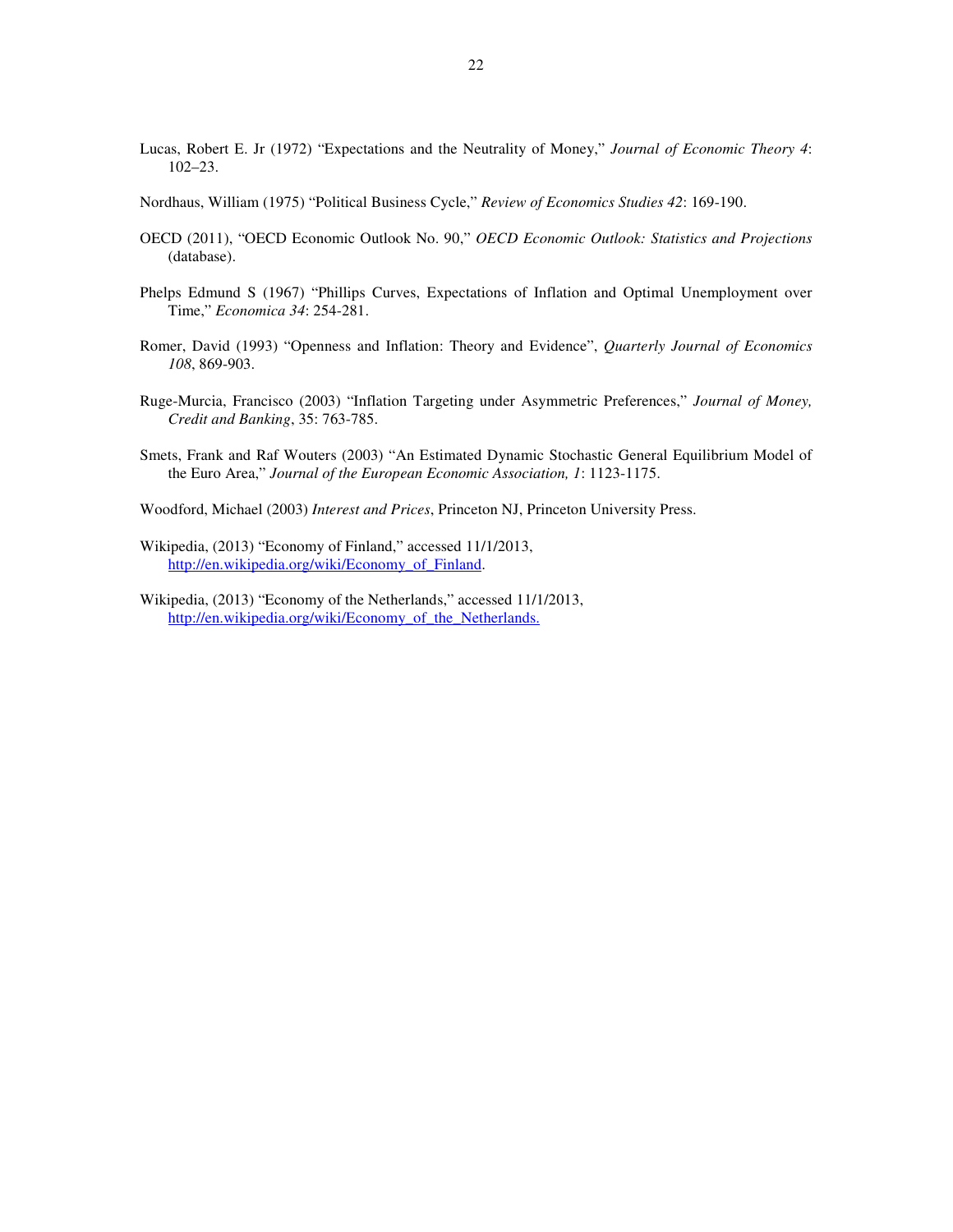Lucas, Robert E. Jr (1972) "Expectations and the Neutrality of Money," *Journal of Economic Theory 4*: 102–23.

Nordhaus, William (1975) "Political Business Cycle," *Review of Economics Studies 42*: 169-190.

OECD (2011), "OECD Economic Outlook No. 90," *OECD Economic Outlook: Statistics and Projections* (database).

Phelps Edmund S (1967) "Phillips Curves, Expectations of Inflation and Optimal Unemployment over Time," *Economica 34*: 254-281.

Romer, David (1993) "Openness and Inflation: Theory and Evidence", *Quarterly Journal of Economics 108*, 869-903.

Ruge-Murcia, Francisco (2003) "Inflation Targeting under Asymmetric Preferences," *Journal of Money, Credit and Banking*, 35: 763-785.

Smets, Frank and Raf Wouters (2003) "An Estimated Dynamic Stochastic General Equilibrium Model of the Euro Area," *Journal of the European Economic Association, 1*: 1123-1175.

Woodford, Michael (2003) *Interest and Prices*, Princeton NJ, Princeton University Press.

Wikipedia, (2013) "Economy of Finland," accessed 11/1/2013, http://en.wikipedia.org/wiki/Economy_of_Finland.

Wikipedia, (2013) "Economy of the Netherlands," accessed 11/1/2013, http://en.wikipedia.org/wiki/Economy_of_the_Netherlands.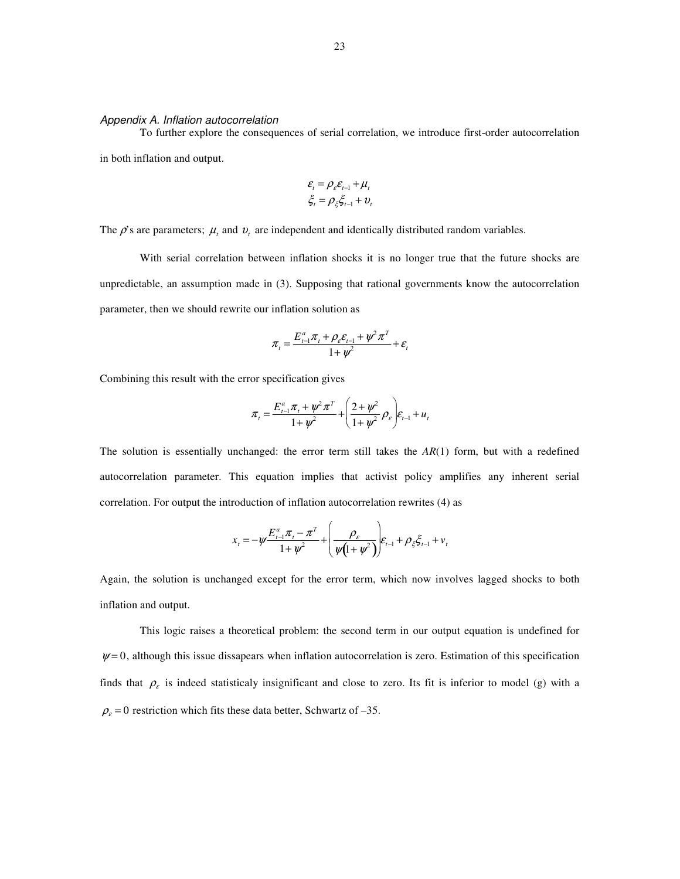*Appendix A. Inflation autocorrelation*

To further explore the consequences of serial correlation, we introduce first-order autocorrelation in both inflation and output.

$$\varepsilon_t = \rho_\varepsilon \varepsilon_{t-1} + \mu_t$$
$$\xi_t = \rho_\xi \xi_{t-1} + \upsilon_t$$

The $\rho$'s are parameters; $\mu_t$ and $\upsilon_t$ are independent and identically distributed random variables.

With serial correlation between inflation shocks it is no longer true that the future shocks are unpredictable, an assumption made in (3). Supposing that rational governments know the autocorrelation parameter, then we should rewrite our inflation solution as

$$\pi_t = \frac{E_{t-1}^a \pi_t + \rho_\varepsilon \varepsilon_{t-1} + \psi^2 \pi^T}{1+\psi^2} + \varepsilon_t$$

Combining this result with the error specification gives

$$\pi_t = \frac{E_{t-1}^a \pi_t + \psi^2 \pi^T}{1+\psi^2} + \left( \frac{2+\psi^2}{1+\psi^2} \rho_\varepsilon \right) \varepsilon_{t-1} + u_t$$

The solution is essentially unchanged: the error term still takes the *AR*(1) form, but with a redefined autocorrelation parameter. This equation implies that activist policy amplifies any inherent serial correlation. For output the introduction of inflation autocorrelation rewrites (4) as

$$x_t = -\psi \frac{E_{t-1}^a \pi_t - \pi^T}{1+\psi^2} + \left( \frac{\rho_\varepsilon}{\psi\left(1+\psi^2\right)} \right) \varepsilon_{t-1} + \rho_\xi \xi_{t-1} + v_t$$

Again, the solution is unchanged except for the error term, which now involves lagged shocks to both inflation and output.

This logic raises a theoretical problem: the second term in our output equation is undefined for $\psi = 0$, although this issue dissapears when inflation autocorrelation is zero. Estimation of this specification finds that $\rho_\varepsilon$ is indeed statisticaly insignificant and close to zero. Its fit is inferior to model (g) with a $\rho_\varepsilon = 0$ restriction which fits these data better, Schwartz of –35.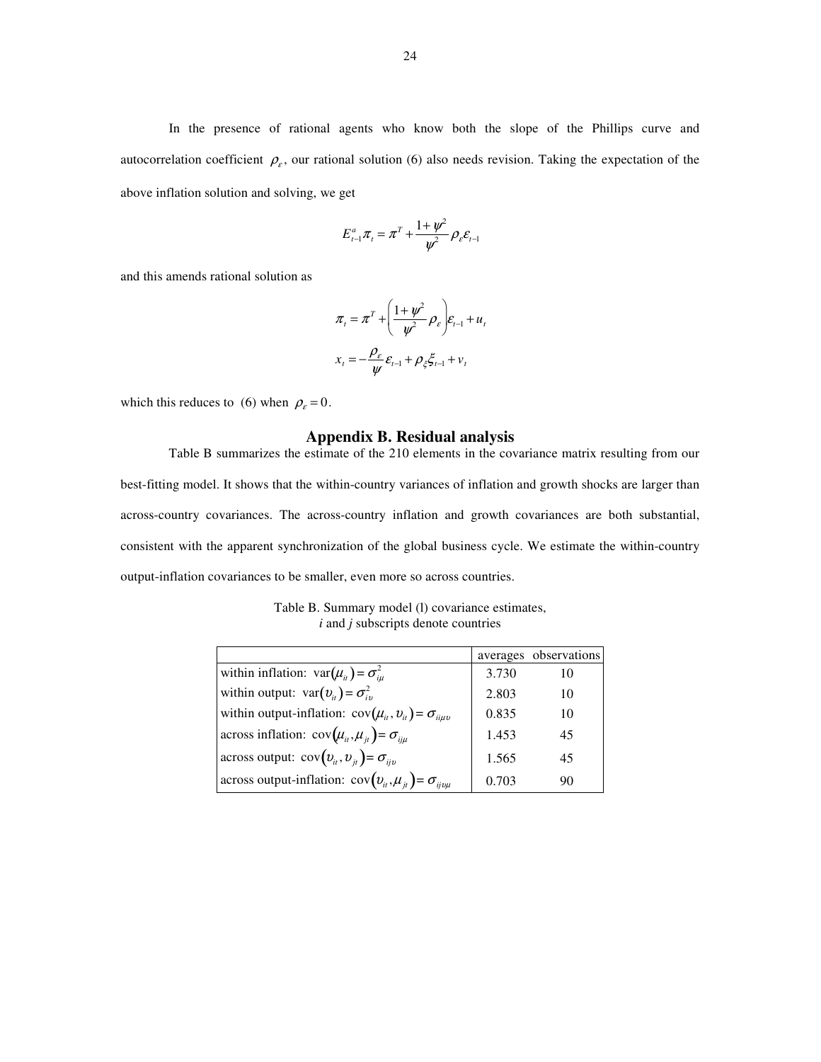In the presence of rational agents who know both the slope of the Phillips curve and autocorrelation coefficient $\rho_\varepsilon$, our rational solution (6) also needs revision. Taking the expectation of the above inflation solution and solving, we get

$$E_{t-1}^{a}\pi_t = \pi^T + \frac{1+\psi^2}{\psi^2}\rho_\varepsilon \varepsilon_{t-1}$$

and this amends rational solution as

$$\pi_t = \pi^T + \left(\frac{1+\psi^2}{\psi^2}\rho_\varepsilon\right)\varepsilon_{t-1} + u_t$$

$$x_t = -\frac{\rho_\varepsilon}{\psi}\varepsilon_{t-1} + \rho_\xi \xi_{t-1} + v_t$$

which this reduces to (6) when $\rho_\varepsilon = 0$.

## Appendix B. Residual analysis

Table B summarizes the estimate of the 210 elements in the covariance matrix resulting from our best-fitting model. It shows that the within-country variances of inflation and growth shocks are larger than across-country covariances. The across-country inflation and growth covariances are both substantial, consistent with the apparent synchronization of the global business cycle. We estimate the within-country output-inflation covariances to be smaller, even more so across countries.

Table B. Summary model (l) covariance estimates, *i* and *j* subscripts denote countries

| | averages | observations |
|---|---|---|
| within inflation: $\text{var}(\mu_{it}) = \sigma_{i\mu}^2$ | 3.730 | 10 |
| within output: $\text{var}(\upsilon_{it}) = \sigma_{i\upsilon}^2$ | 2.803 | 10 |
| within output-inflation: $\text{cov}(\mu_{it}, \upsilon_{it}) = \sigma_{ii\mu\upsilon}$ | 0.835 | 10 |
| across inflation: $\text{cov}(\mu_{it}, \mu_{jt}) = \sigma_{ij\mu}$ | 1.453 | 45 |
| across output: $\text{cov}(\upsilon_{it}, \upsilon_{jt}) = \sigma_{ij\upsilon}$ | 1.565 | 45 |
| across output-inflation: $\text{cov}(\upsilon_{it}, \mu_{jt}) = \sigma_{ij\upsilon\mu}$ | 0.703 | 90 |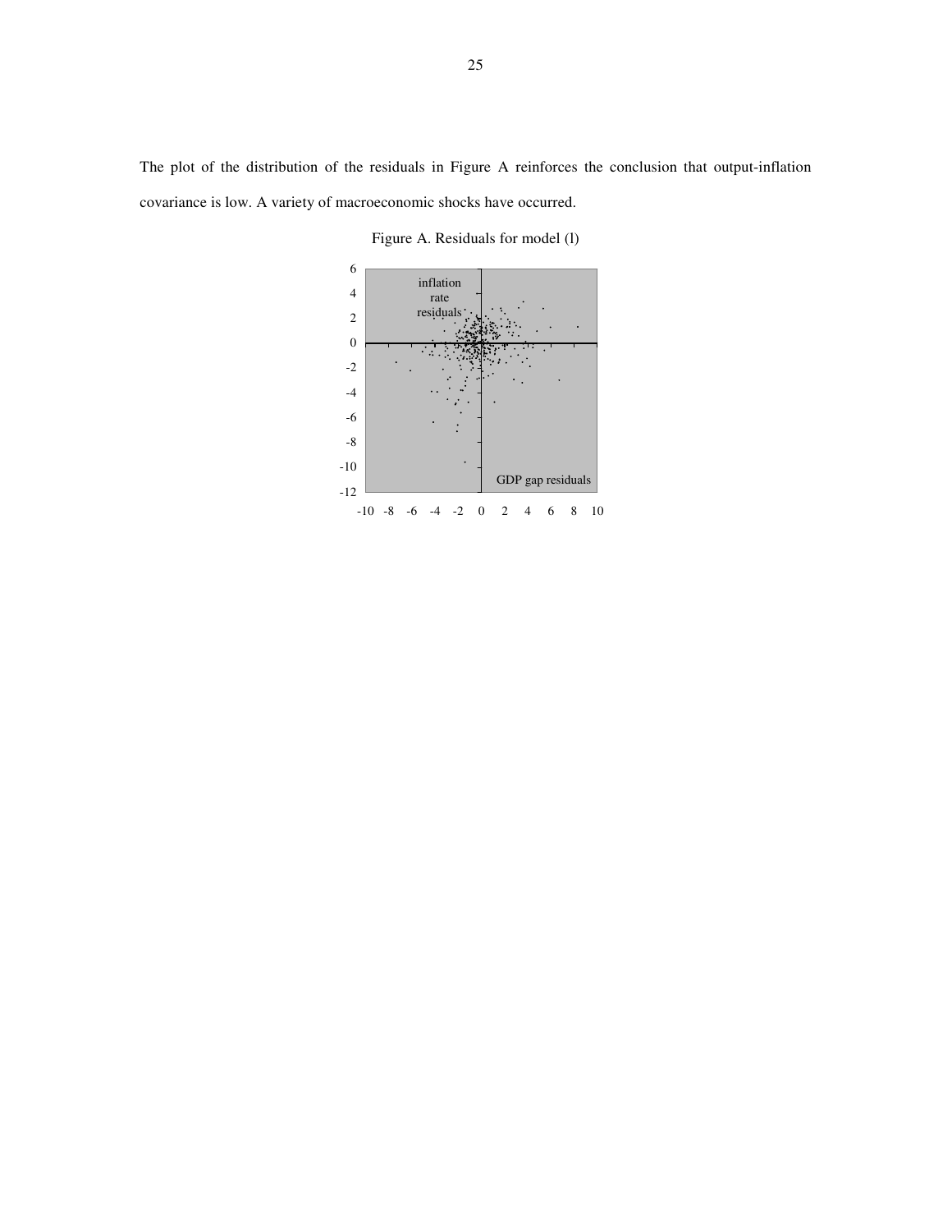The plot of the distribution of the residuals in Figure A reinforces the conclusion that output-inflation covariance is low. A variety of macroeconomic shocks have occurred.

Figure A. Residuals for model (l)

inflation
rate
residuals

GDP gap residuals

6
4
2
0
-2
-4
-6
-8
-10
-12

-10 -8 -6 -4 -2 0 2 4 6 8 10